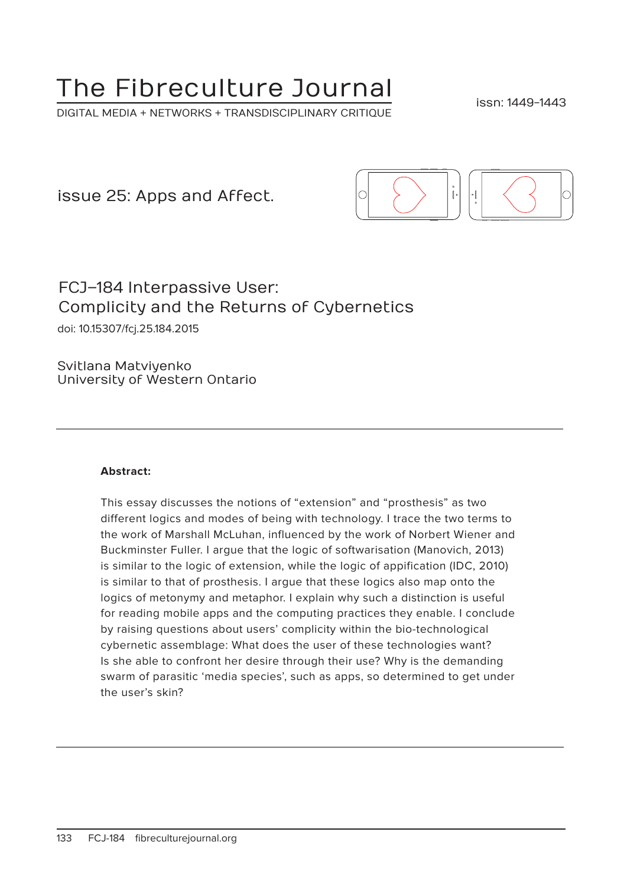# The Fibreculture Journal

DIGITAL MEDIA + NETWORKS + TRANSDISCIPLINARY CRITIQUE

issn: 1449-1443

issue 25: Apps and Affect.

## FCJ–184 Interpassive User: Complicity and the Returns of Cybernetics

doi: 10.15307/fcj.25.184.2015

Svitlana Matviyenko
University of Western Ontario

---

**Abstract:**

This essay discusses the notions of "extension" and "prosthesis" as two different logics and modes of being with technology. I trace the two terms to the work of Marshall McLuhan, influenced by the work of Norbert Wiener and Buckminster Fuller. I argue that the logic of softwarisation (Manovich, 2013) is similar to the logic of extension, while the logic of appification (IDC, 2010) is similar to that of prosthesis. I argue that these logics also map onto the logics of metonymy and metaphor. I explain why such a distinction is useful for reading mobile apps and the computing practices they enable. I conclude by raising questions about users' complicity within the bio-technological cybernetic assemblage: What does the user of these technologies want? Is she able to confront her desire through their use? Why is the demanding swarm of parasitic 'media species', such as apps, so determined to get under the user's skin?

---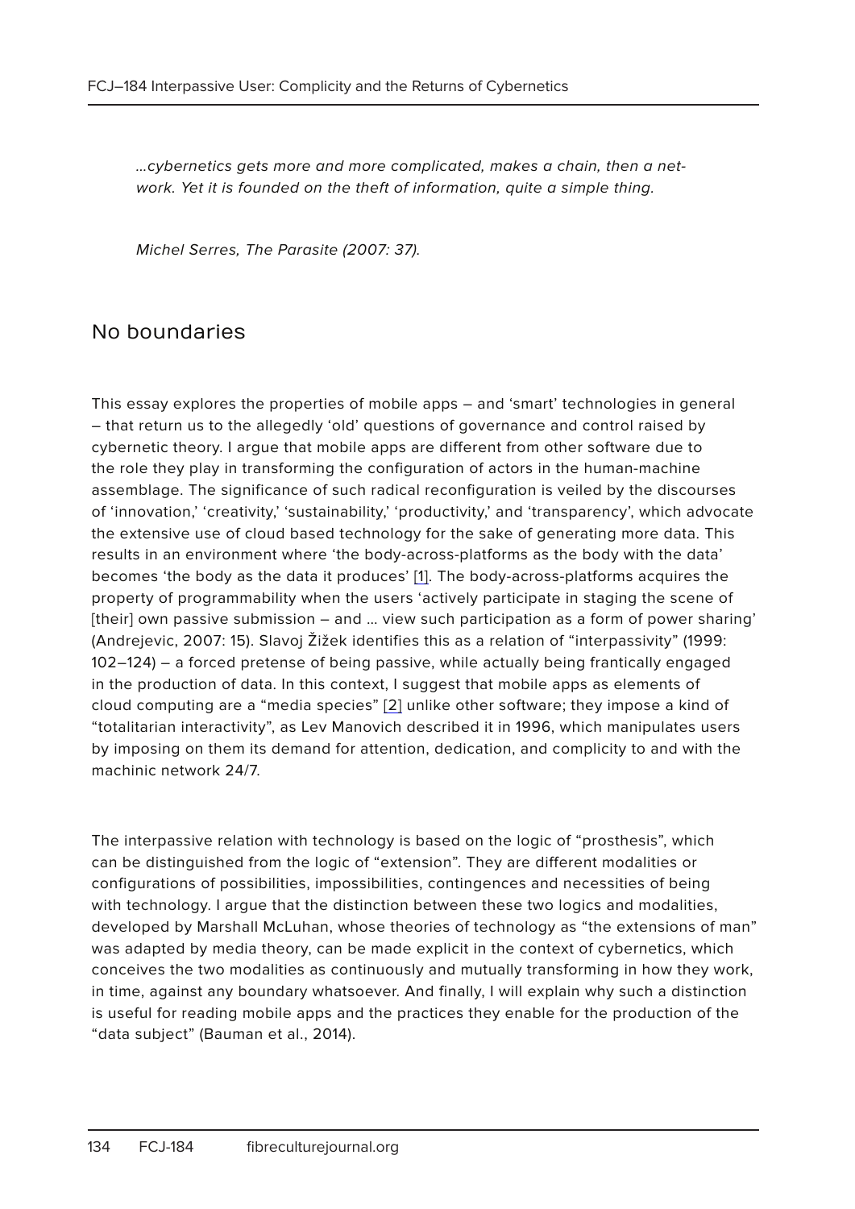*...cybernetics gets more and more complicated, makes a chain, then a network. Yet it is founded on the theft of information, quite a simple thing.*

*Michel Serres, The Parasite (2007: 37).*

## No boundaries

This essay explores the properties of mobile apps – and 'smart' technologies in general – that return us to the allegedly 'old' questions of governance and control raised by cybernetic theory. I argue that mobile apps are different from other software due to the role they play in transforming the configuration of actors in the human-machine assemblage. The significance of such radical reconfiguration is veiled by the discourses of 'innovation,' 'creativity,' 'sustainability,' 'productivity,' and 'transparency', which advocate the extensive use of cloud based technology for the sake of generating more data. This results in an environment where 'the body-across-platforms as the body with the data' becomes 'the body as the data it produces' [1]. The body-across-platforms acquires the property of programmability when the users 'actively participate in staging the scene of [their] own passive submission – and ... view such participation as a form of power sharing' (Andrejevic, 2007: 15). Slavoj Žižek identifies this as a relation of "interpassivity" (1999: 102–124) – a forced pretense of being passive, while actually being frantically engaged in the production of data. In this context, I suggest that mobile apps as elements of cloud computing are a "media species" [2] unlike other software; they impose a kind of "totalitarian interactivity", as Lev Manovich described it in 1996, which manipulates users by imposing on them its demand for attention, dedication, and complicity to and with the machinic network 24/7.

The interpassive relation with technology is based on the logic of "prosthesis", which can be distinguished from the logic of "extension". They are different modalities or configurations of possibilities, impossibilities, contingences and necessities of being with technology. I argue that the distinction between these two logics and modalities, developed by Marshall McLuhan, whose theories of technology as "the extensions of man" was adapted by media theory, can be made explicit in the context of cybernetics, which conceives the two modalities as continuously and mutually transforming in how they work, in time, against any boundary whatsoever. And finally, I will explain why such a distinction is useful for reading mobile apps and the practices they enable for the production of the "data subject" (Bauman et al., 2014).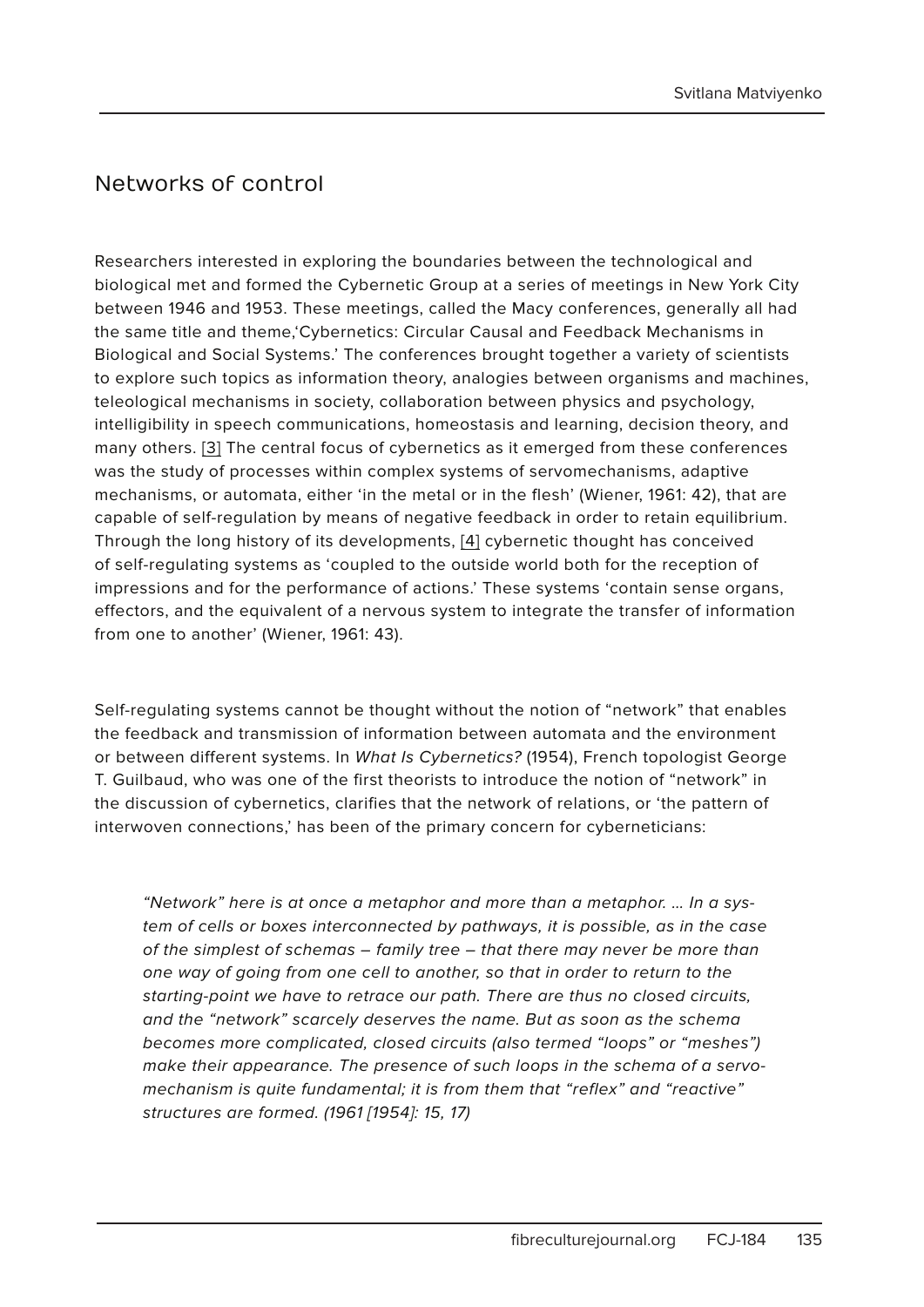## Networks of control

Researchers interested in exploring the boundaries between the technological and biological met and formed the Cybernetic Group at a series of meetings in New York City between 1946 and 1953. These meetings, called the Macy conferences, generally all had the same title and theme,'Cybernetics: Circular Causal and Feedback Mechanisms in Biological and Social Systems.' The conferences brought together a variety of scientists to explore such topics as information theory, analogies between organisms and machines, teleological mechanisms in society, collaboration between physics and psychology, intelligibility in speech communications, homeostasis and learning, decision theory, and many others. [3] The central focus of cybernetics as it emerged from these conferences was the study of processes within complex systems of servomechanisms, adaptive mechanisms, or automata, either 'in the metal or in the flesh' (Wiener, 1961: 42), that are capable of self-regulation by means of negative feedback in order to retain equilibrium. Through the long history of its developments, [4] cybernetic thought has conceived of self-regulating systems as 'coupled to the outside world both for the reception of impressions and for the performance of actions.' These systems 'contain sense organs, effectors, and the equivalent of a nervous system to integrate the transfer of information from one to another' (Wiener, 1961: 43).

Self-regulating systems cannot be thought without the notion of "network" that enables the feedback and transmission of information between automata and the environment or between different systems. In *What Is Cybernetics?* (1954), French topologist George T. Guilbaud, who was one of the first theorists to introduce the notion of "network" in the discussion of cybernetics, clarifies that the network of relations, or 'the pattern of interwoven connections,' has been of the primary concern for cyberneticians:

> *"Network" here is at once a metaphor and more than a metaphor. … In a system of cells or boxes interconnected by pathways, it is possible, as in the case of the simplest of schemas – family tree – that there may never be more than one way of going from one cell to another, so that in order to return to the starting-point we have to retrace our path. There are thus no closed circuits, and the "network" scarcely deserves the name. But as soon as the schema becomes more complicated, closed circuits (also termed "loops" or "meshes") make their appearance. The presence of such loops in the schema of a servomechanism is quite fundamental; it is from them that "reflex" and "reactive" structures are formed. (1961 [1954]: 15, 17)*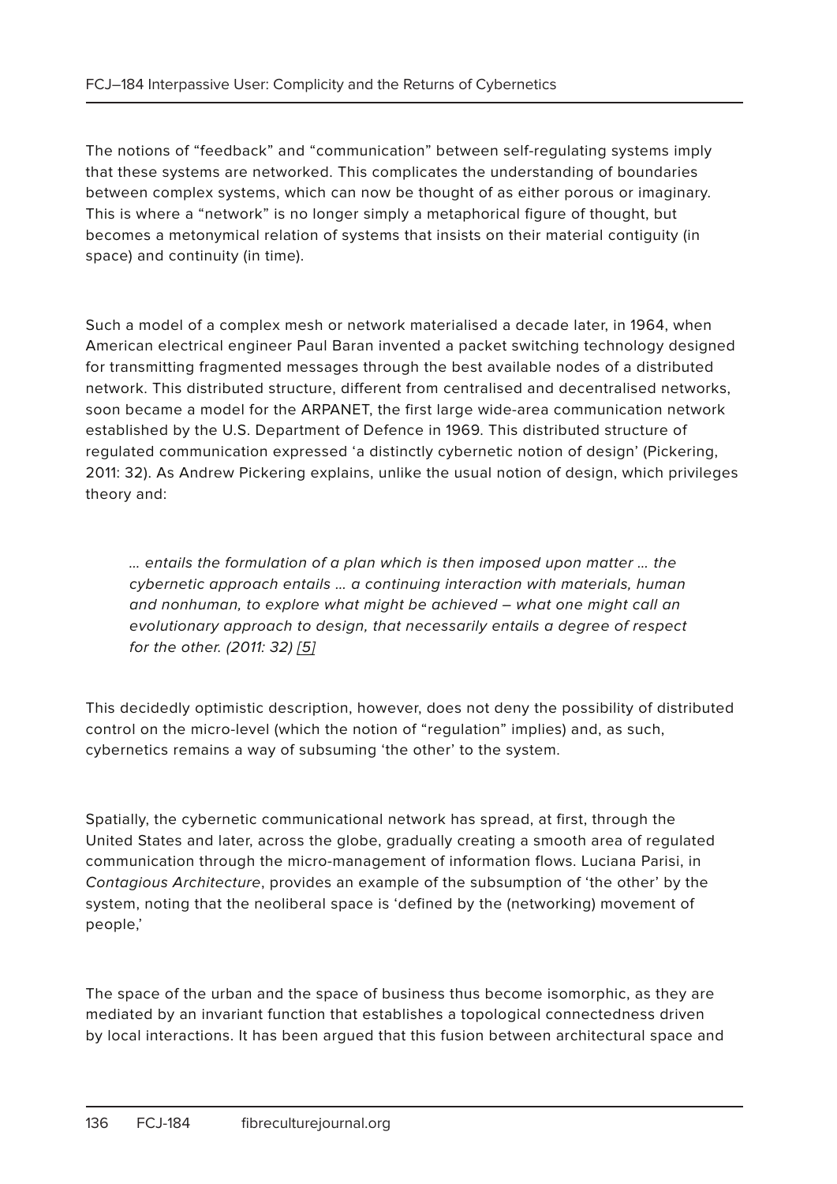The notions of "feedback" and "communication" between self-regulating systems imply that these systems are networked. This complicates the understanding of boundaries between complex systems, which can now be thought of as either porous or imaginary. This is where a "network" is no longer simply a metaphorical figure of thought, but becomes a metonymical relation of systems that insists on their material contiguity (in space) and continuity (in time).

Such a model of a complex mesh or network materialised a decade later, in 1964, when American electrical engineer Paul Baran invented a packet switching technology designed for transmitting fragmented messages through the best available nodes of a distributed network. This distributed structure, different from centralised and decentralised networks, soon became a model for the ARPANET, the first large wide-area communication network established by the U.S. Department of Defence in 1969. This distributed structure of regulated communication expressed 'a distinctly cybernetic notion of design' (Pickering, 2011: 32). As Andrew Pickering explains, unlike the usual notion of design, which privileges theory and:

> *… entails the formulation of a plan which is then imposed upon matter … the cybernetic approach entails … a continuing interaction with materials, human and nonhuman, to explore what might be achieved – what one might call an evolutionary approach to design, that necessarily entails a degree of respect for the other. (2011: 32) [5]*

This decidedly optimistic description, however, does not deny the possibility of distributed control on the micro-level (which the notion of "regulation" implies) and, as such, cybernetics remains a way of subsuming 'the other' to the system.

Spatially, the cybernetic communicational network has spread, at first, through the United States and later, across the globe, gradually creating a smooth area of regulated communication through the micro-management of information flows. Luciana Parisi, in *Contagious Architecture*, provides an example of the subsumption of 'the other' by the system, noting that the neoliberal space is 'defined by the (networking) movement of people,'

The space of the urban and the space of business thus become isomorphic, as they are mediated by an invariant function that establishes a topological connectedness driven by local interactions. It has been argued that this fusion between architectural space and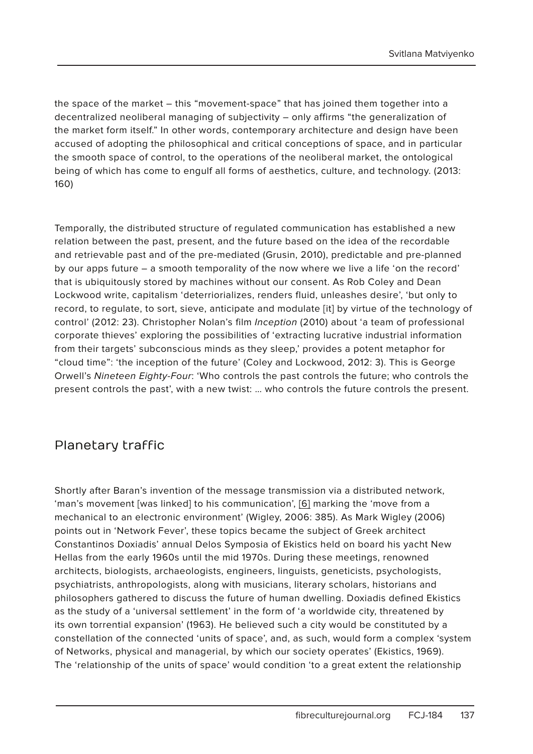the space of the market – this "movement-space" that has joined them together into a decentralized neoliberal managing of subjectivity – only affirms "the generalization of the market form itself." In other words, contemporary architecture and design have been accused of adopting the philosophical and critical conceptions of space, and in particular the smooth space of control, to the operations of the neoliberal market, the ontological being of which has come to engulf all forms of aesthetics, culture, and technology. (2013: 160)

Temporally, the distributed structure of regulated communication has established a new relation between the past, present, and the future based on the idea of the recordable and retrievable past and of the pre-mediated (Grusin, 2010), predictable and pre-planned by our apps future – a smooth temporality of the now where we live a life 'on the record' that is ubiquitously stored by machines without our consent. As Rob Coley and Dean Lockwood write, capitalism 'deterriorializes, renders fluid, unleashes desire', 'but only to record, to regulate, to sort, sieve, anticipate and modulate [it] by virtue of the technology of control' (2012: 23). Christopher Nolan's film *Inception* (2010) about 'a team of professional corporate thieves' exploring the possibilities of 'extracting lucrative industrial information from their targets' subconscious minds as they sleep,' provides a potent metaphor for "cloud time": 'the inception of the future' (Coley and Lockwood, 2012: 3). This is George Orwell's *Nineteen Eighty-Four*: 'Who controls the past controls the future; who controls the present controls the past', with a new twist: … who controls the future controls the present.

## Planetary traffic

Shortly after Baran's invention of the message transmission via a distributed network, 'man's movement [was linked] to his communication', [6] marking the 'move from a mechanical to an electronic environment' (Wigley, 2006: 385). As Mark Wigley (2006) points out in 'Network Fever', these topics became the subject of Greek architect Constantinos Doxiadis' annual Delos Symposia of Ekistics held on board his yacht New Hellas from the early 1960s until the mid 1970s. During these meetings, renowned architects, biologists, archaeologists, engineers, linguists, geneticists, psychologists, psychiatrists, anthropologists, along with musicians, literary scholars, historians and philosophers gathered to discuss the future of human dwelling. Doxiadis defined Ekistics as the study of a 'universal settlement' in the form of 'a worldwide city, threatened by its own torrential expansion' (1963). He believed such a city would be constituted by a constellation of the connected 'units of space', and, as such, would form a complex 'system of Networks, physical and managerial, by which our society operates' (Ekistics, 1969). The 'relationship of the units of space' would condition 'to a great extent the relationship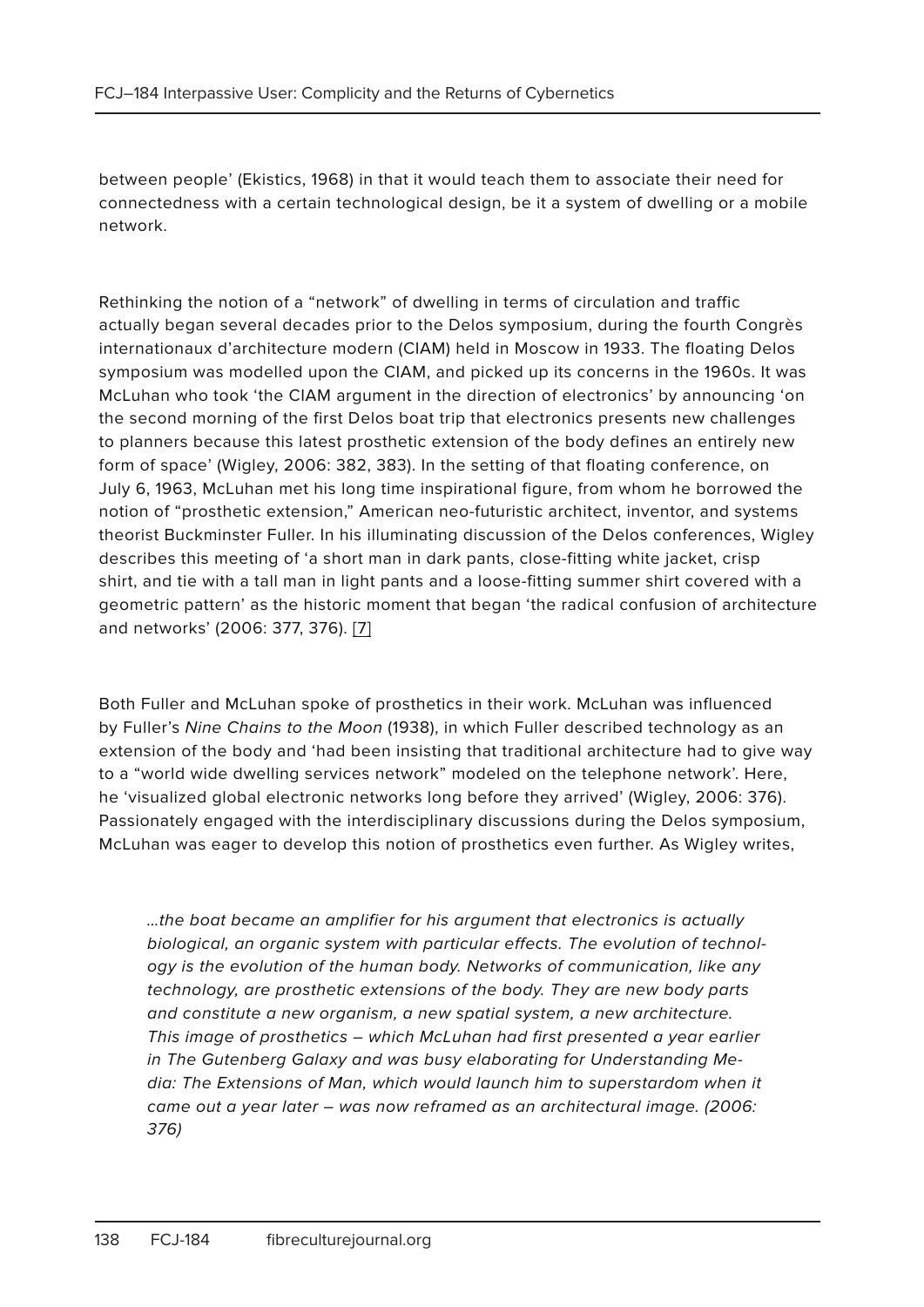between people' (Ekistics, 1968) in that it would teach them to associate their need for connectedness with a certain technological design, be it a system of dwelling or a mobile network.

Rethinking the notion of a "network" of dwelling in terms of circulation and traffic actually began several decades prior to the Delos symposium, during the fourth Congrès internationaux d'architecture modern (CIAM) held in Moscow in 1933. The floating Delos symposium was modelled upon the CIAM, and picked up its concerns in the 1960s. It was McLuhan who took 'the CIAM argument in the direction of electronics' by announcing 'on the second morning of the first Delos boat trip that electronics presents new challenges to planners because this latest prosthetic extension of the body defines an entirely new form of space' (Wigley, 2006: 382, 383). In the setting of that floating conference, on July 6, 1963, McLuhan met his long time inspirational figure, from whom he borrowed the notion of "prosthetic extension," American neo-futuristic architect, inventor, and systems theorist Buckminster Fuller. In his illuminating discussion of the Delos conferences, Wigley describes this meeting of 'a short man in dark pants, close-fitting white jacket, crisp shirt, and tie with a tall man in light pants and a loose-fitting summer shirt covered with a geometric pattern' as the historic moment that began 'the radical confusion of architecture and networks' (2006: 377, 376). [7]

Both Fuller and McLuhan spoke of prosthetics in their work. McLuhan was influenced by Fuller's *Nine Chains to the Moon* (1938), in which Fuller described technology as an extension of the body and 'had been insisting that traditional architecture had to give way to a "world wide dwelling services network" modeled on the telephone network'. Here, he 'visualized global electronic networks long before they arrived' (Wigley, 2006: 376). Passionately engaged with the interdisciplinary discussions during the Delos symposium, McLuhan was eager to develop this notion of prosthetics even further. As Wigley writes,

> *...the boat became an amplifier for his argument that electronics is actually biological, an organic system with particular effects. The evolution of technology is the evolution of the human body. Networks of communication, like any technology, are prosthetic extensions of the body. They are new body parts and constitute a new organism, a new spatial system, a new architecture. This image of prosthetics – which McLuhan had first presented a year earlier in The Gutenberg Galaxy and was busy elaborating for Understanding Media: The Extensions of Man, which would launch him to superstardom when it came out a year later – was now reframed as an architectural image. (2006: 376)*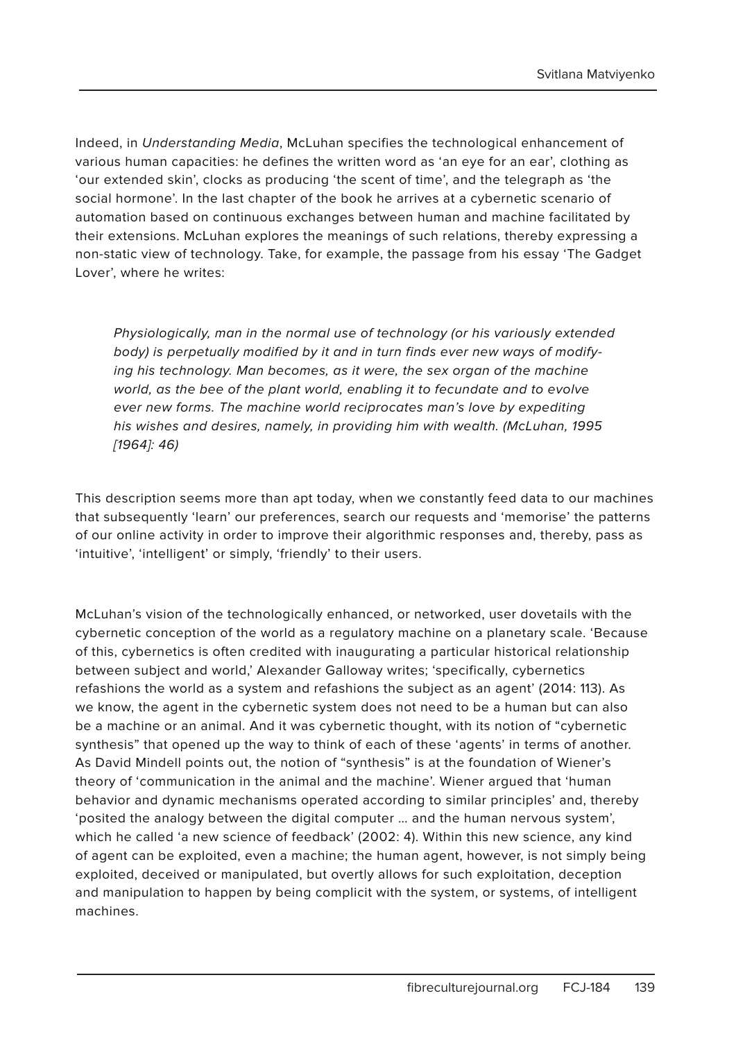Indeed, in *Understanding Media*, McLuhan specifies the technological enhancement of various human capacities: he defines the written word as 'an eye for an ear', clothing as 'our extended skin', clocks as producing 'the scent of time', and the telegraph as 'the social hormone'. In the last chapter of the book he arrives at a cybernetic scenario of automation based on continuous exchanges between human and machine facilitated by their extensions. McLuhan explores the meanings of such relations, thereby expressing a non-static view of technology. Take, for example, the passage from his essay 'The Gadget Lover', where he writes:

> *Physiologically, man in the normal use of technology (or his variously extended body) is perpetually modified by it and in turn finds ever new ways of modifying his technology. Man becomes, as it were, the sex organ of the machine world, as the bee of the plant world, enabling it to fecundate and to evolve ever new forms. The machine world reciprocates man's love by expediting his wishes and desires, namely, in providing him with wealth. (McLuhan, 1995 [1964]: 46)*

This description seems more than apt today, when we constantly feed data to our machines that subsequently 'learn' our preferences, search our requests and 'memorise' the patterns of our online activity in order to improve their algorithmic responses and, thereby, pass as 'intuitive', 'intelligent' or simply, 'friendly' to their users.

McLuhan's vision of the technologically enhanced, or networked, user dovetails with the cybernetic conception of the world as a regulatory machine on a planetary scale. 'Because of this, cybernetics is often credited with inaugurating a particular historical relationship between subject and world,' Alexander Galloway writes; 'specifically, cybernetics refashions the world as a system and refashions the subject as an agent' (2014: 113). As we know, the agent in the cybernetic system does not need to be a human but can also be a machine or an animal. And it was cybernetic thought, with its notion of "cybernetic synthesis" that opened up the way to think of each of these 'agents' in terms of another. As David Mindell points out, the notion of "synthesis" is at the foundation of Wiener's theory of 'communication in the animal and the machine'. Wiener argued that 'human behavior and dynamic mechanisms operated according to similar principles' and, thereby 'posited the analogy between the digital computer … and the human nervous system', which he called 'a new science of feedback' (2002: 4). Within this new science, any kind of agent can be exploited, even a machine; the human agent, however, is not simply being exploited, deceived or manipulated, but overtly allows for such exploitation, deception and manipulation to happen by being complicit with the system, or systems, of intelligent machines.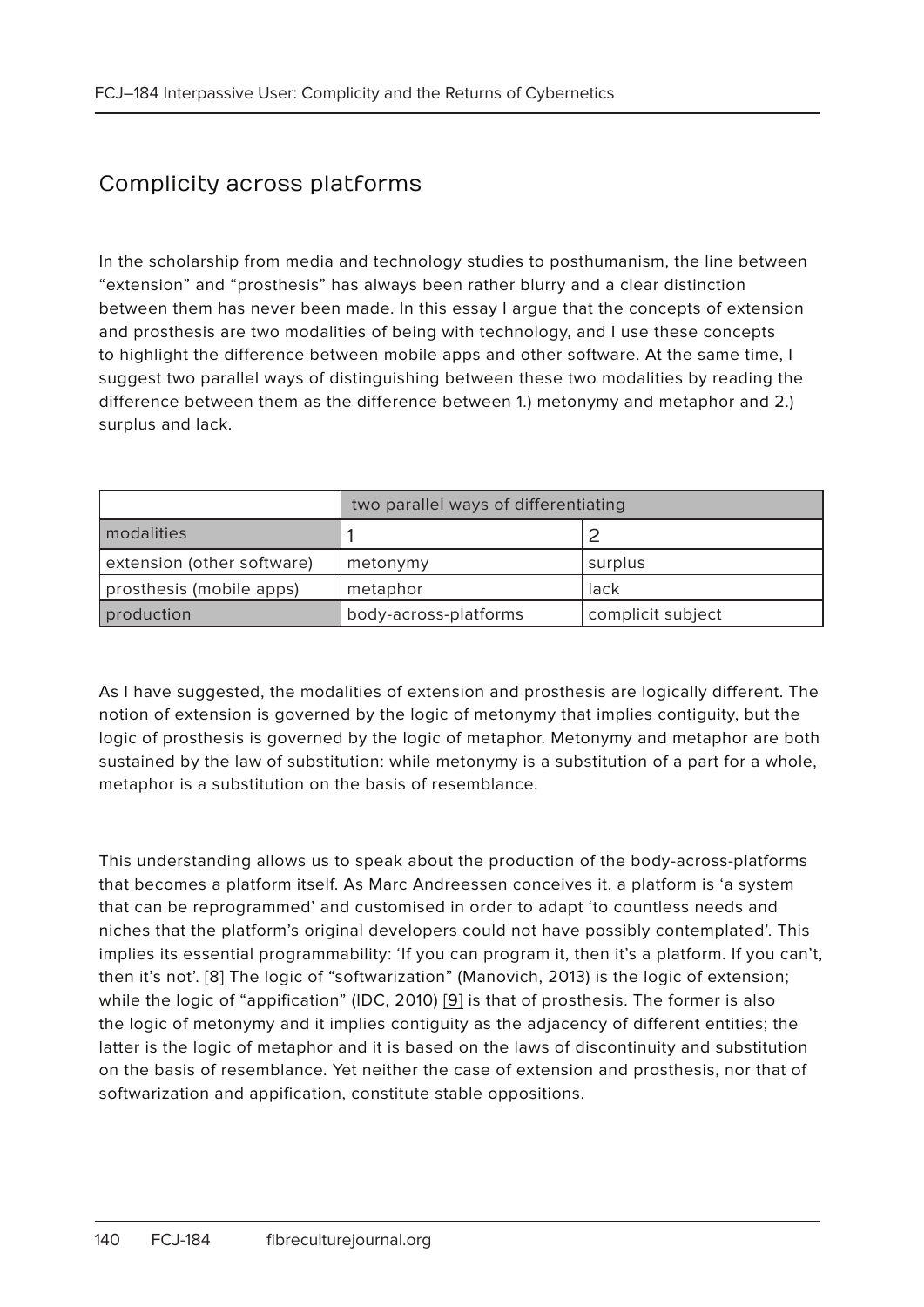## Complicity across platforms

In the scholarship from media and technology studies to posthumanism, the line between "extension" and "prosthesis" has always been rather blurry and a clear distinction between them has never been made. In this essay I argue that the concepts of extension and prosthesis are two modalities of being with technology, and I use these concepts to highlight the difference between mobile apps and other software. At the same time, I suggest two parallel ways of distinguishing between these two modalities by reading the difference between them as the difference between 1.) metonymy and metaphor and 2.) surplus and lack.

| | two parallel ways of differentiating | |
|---|---|---|
| modalities | 1 | 2 |
| extension (other software) | metonymy | surplus |
| prosthesis (mobile apps) | metaphor | lack |
| production | body-across-platforms | complicit subject |

As I have suggested, the modalities of extension and prosthesis are logically different. The notion of extension is governed by the logic of metonymy that implies contiguity, but the logic of prosthesis is governed by the logic of metaphor. Metonymy and metaphor are both sustained by the law of substitution: while metonymy is a substitution of a part for a whole, metaphor is a substitution on the basis of resemblance.

This understanding allows us to speak about the production of the body-across-platforms that becomes a platform itself. As Marc Andreessen conceives it, a platform is 'a system that can be reprogrammed' and customised in order to adapt 'to countless needs and niches that the platform's original developers could not have possibly contemplated'. This implies its essential programmability: 'If you can program it, then it's a platform. If you can't, then it's not'. [8] The logic of "softwarization" (Manovich, 2013) is the logic of extension; while the logic of "appification" (IDC, 2010) [9] is that of prosthesis. The former is also the logic of metonymy and it implies contiguity as the adjacency of different entities; the latter is the logic of metaphor and it is based on the laws of discontinuity and substitution on the basis of resemblance. Yet neither the case of extension and prosthesis, nor that of softwarization and appification, constitute stable oppositions.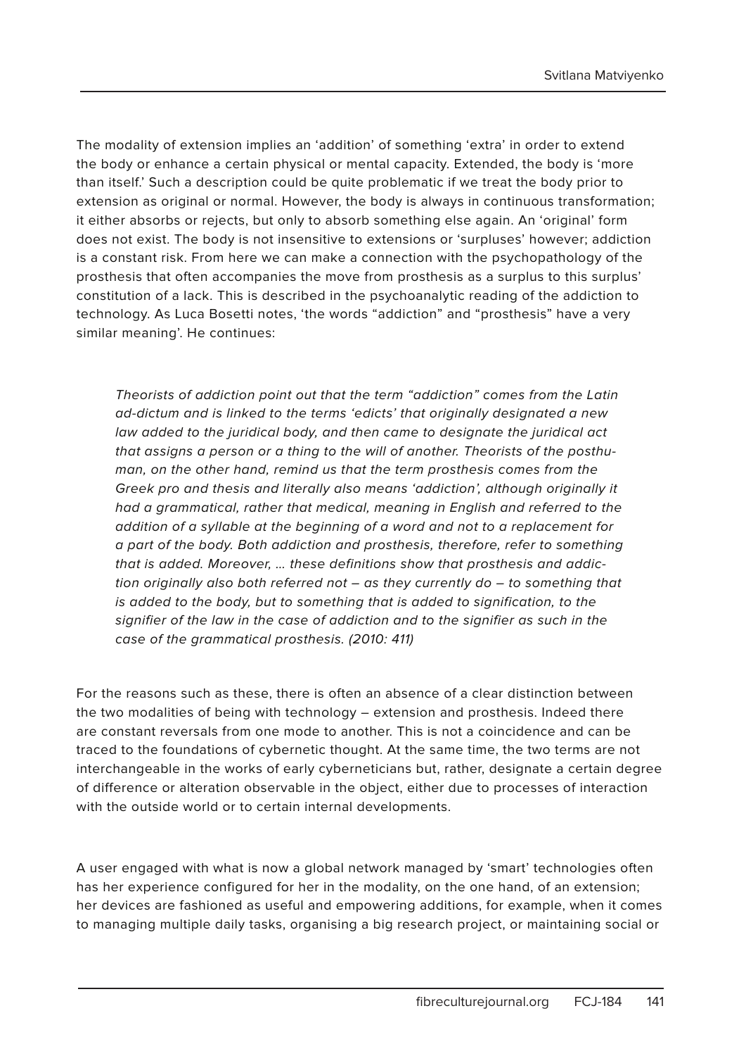The modality of extension implies an 'addition' of something 'extra' in order to extend the body or enhance a certain physical or mental capacity. Extended, the body is 'more than itself.' Such a description could be quite problematic if we treat the body prior to extension as original or normal. However, the body is always in continuous transformation; it either absorbs or rejects, but only to absorb something else again. An 'original' form does not exist. The body is not insensitive to extensions or 'surpluses' however; addiction is a constant risk. From here we can make a connection with the psychopathology of the prosthesis that often accompanies the move from prosthesis as a surplus to this surplus' constitution of a lack. This is described in the psychoanalytic reading of the addiction to technology. As Luca Bosetti notes, 'the words "addiction" and "prosthesis" have a very similar meaning'. He continues:

> *Theorists of addiction point out that the term "addiction" comes from the Latin ad-dictum and is linked to the terms 'edicts' that originally designated a new law added to the juridical body, and then came to designate the juridical act that assigns a person or a thing to the will of another. Theorists of the posthuman, on the other hand, remind us that the term prosthesis comes from the Greek pro and thesis and literally also means 'addiction', although originally it had a grammatical, rather that medical, meaning in English and referred to the addition of a syllable at the beginning of a word and not to a replacement for a part of the body. Both addiction and prosthesis, therefore, refer to something that is added. Moreover, … these definitions show that prosthesis and addiction originally also both referred not – as they currently do – to something that is added to the body, but to something that is added to signification, to the signifier of the law in the case of addiction and to the signifier as such in the case of the grammatical prosthesis. (2010: 411)*

For the reasons such as these, there is often an absence of a clear distinction between the two modalities of being with technology – extension and prosthesis. Indeed there are constant reversals from one mode to another. This is not a coincidence and can be traced to the foundations of cybernetic thought. At the same time, the two terms are not interchangeable in the works of early cyberneticians but, rather, designate a certain degree of difference or alteration observable in the object, either due to processes of interaction with the outside world or to certain internal developments.

A user engaged with what is now a global network managed by 'smart' technologies often has her experience configured for her in the modality, on the one hand, of an extension; her devices are fashioned as useful and empowering additions, for example, when it comes to managing multiple daily tasks, organising a big research project, or maintaining social or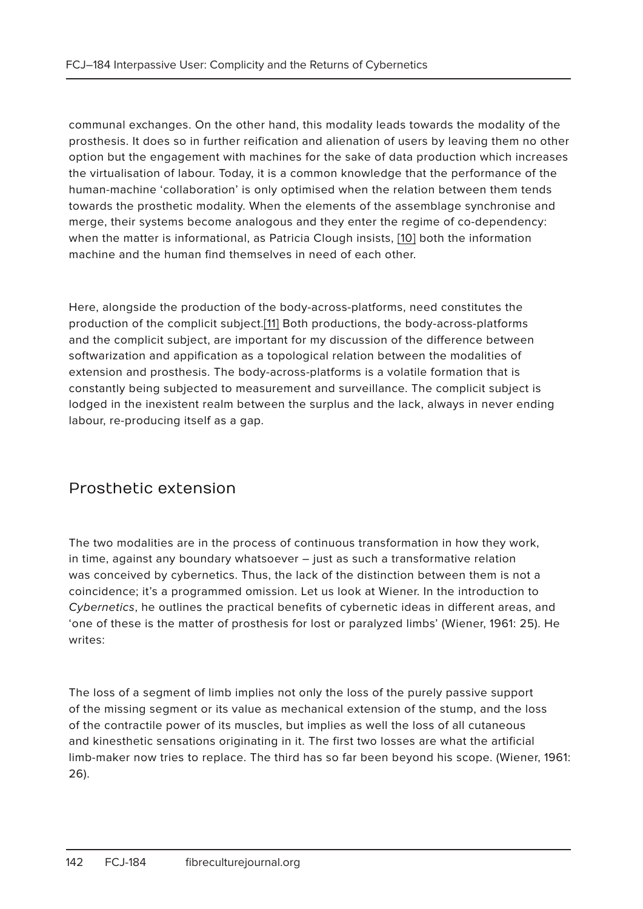communal exchanges. On the other hand, this modality leads towards the modality of the prosthesis. It does so in further reification and alienation of users by leaving them no other option but the engagement with machines for the sake of data production which increases the virtualisation of labour. Today, it is a common knowledge that the performance of the human-machine 'collaboration' is only optimised when the relation between them tends towards the prosthetic modality. When the elements of the assemblage synchronise and merge, their systems become analogous and they enter the regime of co-dependency: when the matter is informational, as Patricia Clough insists, [10] both the information machine and the human find themselves in need of each other.

Here, alongside the production of the body-across-platforms, need constitutes the production of the complicit subject.[11] Both productions, the body-across-platforms and the complicit subject, are important for my discussion of the difference between softwarization and appification as a topological relation between the modalities of extension and prosthesis. The body-across-platforms is a volatile formation that is constantly being subjected to measurement and surveillance. The complicit subject is lodged in the inexistent realm between the surplus and the lack, always in never ending labour, re-producing itself as a gap.

## Prosthetic extension

The two modalities are in the process of continuous transformation in how they work, in time, against any boundary whatsoever – just as such a transformative relation was conceived by cybernetics. Thus, the lack of the distinction between them is not a coincidence; it's a programmed omission. Let us look at Wiener. In the introduction to *Cybernetics*, he outlines the practical benefits of cybernetic ideas in different areas, and 'one of these is the matter of prosthesis for lost or paralyzed limbs' (Wiener, 1961: 25). He writes:

> The loss of a segment of limb implies not only the loss of the purely passive support of the missing segment or its value as mechanical extension of the stump, and the loss of the contractile power of its muscles, but implies as well the loss of all cutaneous and kinesthetic sensations originating in it. The first two losses are what the artificial limb-maker now tries to replace. The third has so far been beyond his scope. (Wiener, 1961: 26).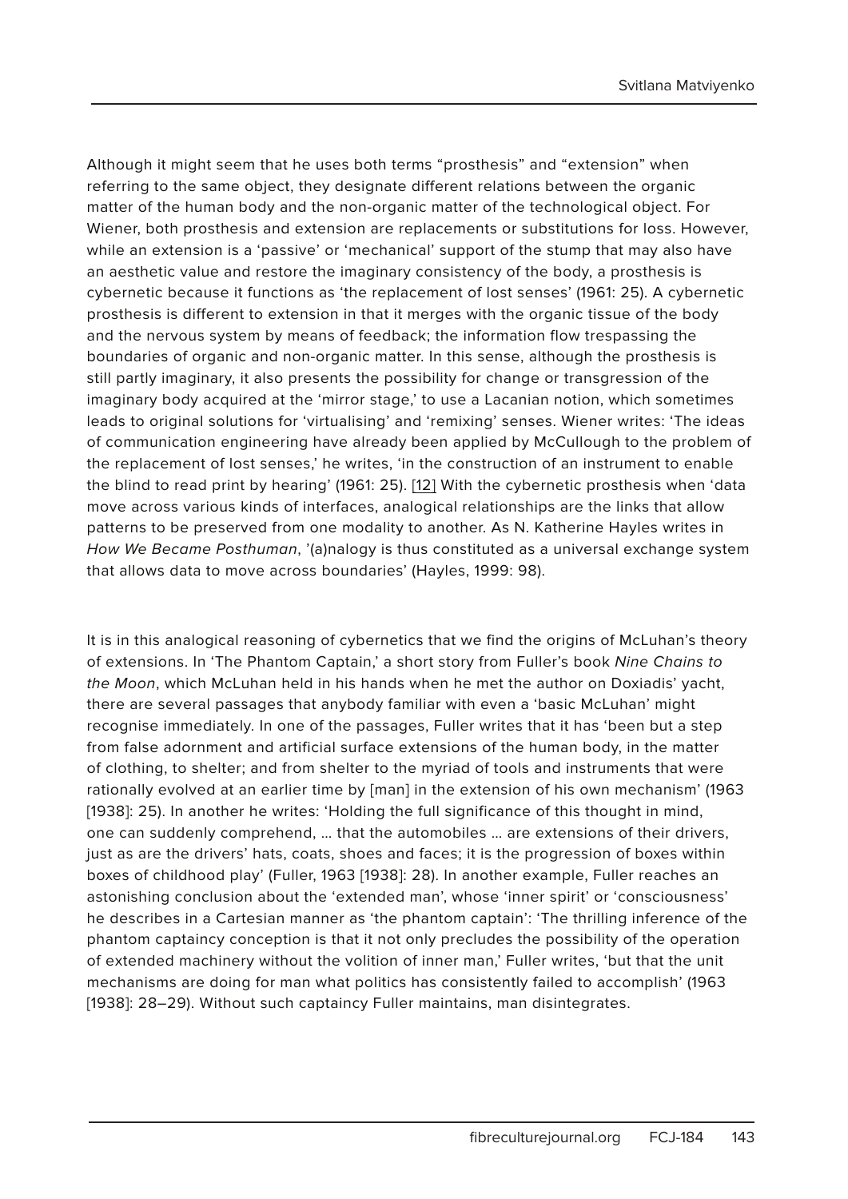Although it might seem that he uses both terms "prosthesis" and "extension" when referring to the same object, they designate different relations between the organic matter of the human body and the non-organic matter of the technological object. For Wiener, both prosthesis and extension are replacements or substitutions for loss. However, while an extension is a 'passive' or 'mechanical' support of the stump that may also have an aesthetic value and restore the imaginary consistency of the body, a prosthesis is cybernetic because it functions as 'the replacement of lost senses' (1961: 25). A cybernetic prosthesis is different to extension in that it merges with the organic tissue of the body and the nervous system by means of feedback; the information flow trespassing the boundaries of organic and non-organic matter. In this sense, although the prosthesis is still partly imaginary, it also presents the possibility for change or transgression of the imaginary body acquired at the 'mirror stage,' to use a Lacanian notion, which sometimes leads to original solutions for 'virtualising' and 'remixing' senses. Wiener writes: 'The ideas of communication engineering have already been applied by McCullough to the problem of the replacement of lost senses,' he writes, 'in the construction of an instrument to enable the blind to read print by hearing' (1961: 25). [12] With the cybernetic prosthesis when 'data move across various kinds of interfaces, analogical relationships are the links that allow patterns to be preserved from one modality to another. As N. Katherine Hayles writes in *How We Became Posthuman*, '(a)nalogy is thus constituted as a universal exchange system that allows data to move across boundaries' (Hayles, 1999: 98).

It is in this analogical reasoning of cybernetics that we find the origins of McLuhan's theory of extensions. In 'The Phantom Captain,' a short story from Fuller's book *Nine Chains to the Moon*, which McLuhan held in his hands when he met the author on Doxiadis' yacht, there are several passages that anybody familiar with even a 'basic McLuhan' might recognise immediately. In one of the passages, Fuller writes that it has 'been but a step from false adornment and artificial surface extensions of the human body, in the matter of clothing, to shelter; and from shelter to the myriad of tools and instruments that were rationally evolved at an earlier time by [man] in the extension of his own mechanism' (1963 [1938]: 25). In another he writes: 'Holding the full significance of this thought in mind, one can suddenly comprehend, … that the automobiles … are extensions of their drivers, just as are the drivers' hats, coats, shoes and faces; it is the progression of boxes within boxes of childhood play' (Fuller, 1963 [1938]: 28). In another example, Fuller reaches an astonishing conclusion about the 'extended man', whose 'inner spirit' or 'consciousness' he describes in a Cartesian manner as 'the phantom captain': 'The thrilling inference of the phantom captaincy conception is that it not only precludes the possibility of the operation of extended machinery without the volition of inner man,' Fuller writes, 'but that the unit mechanisms are doing for man what politics has consistently failed to accomplish' (1963 [1938]: 28–29). Without such captaincy Fuller maintains, man disintegrates.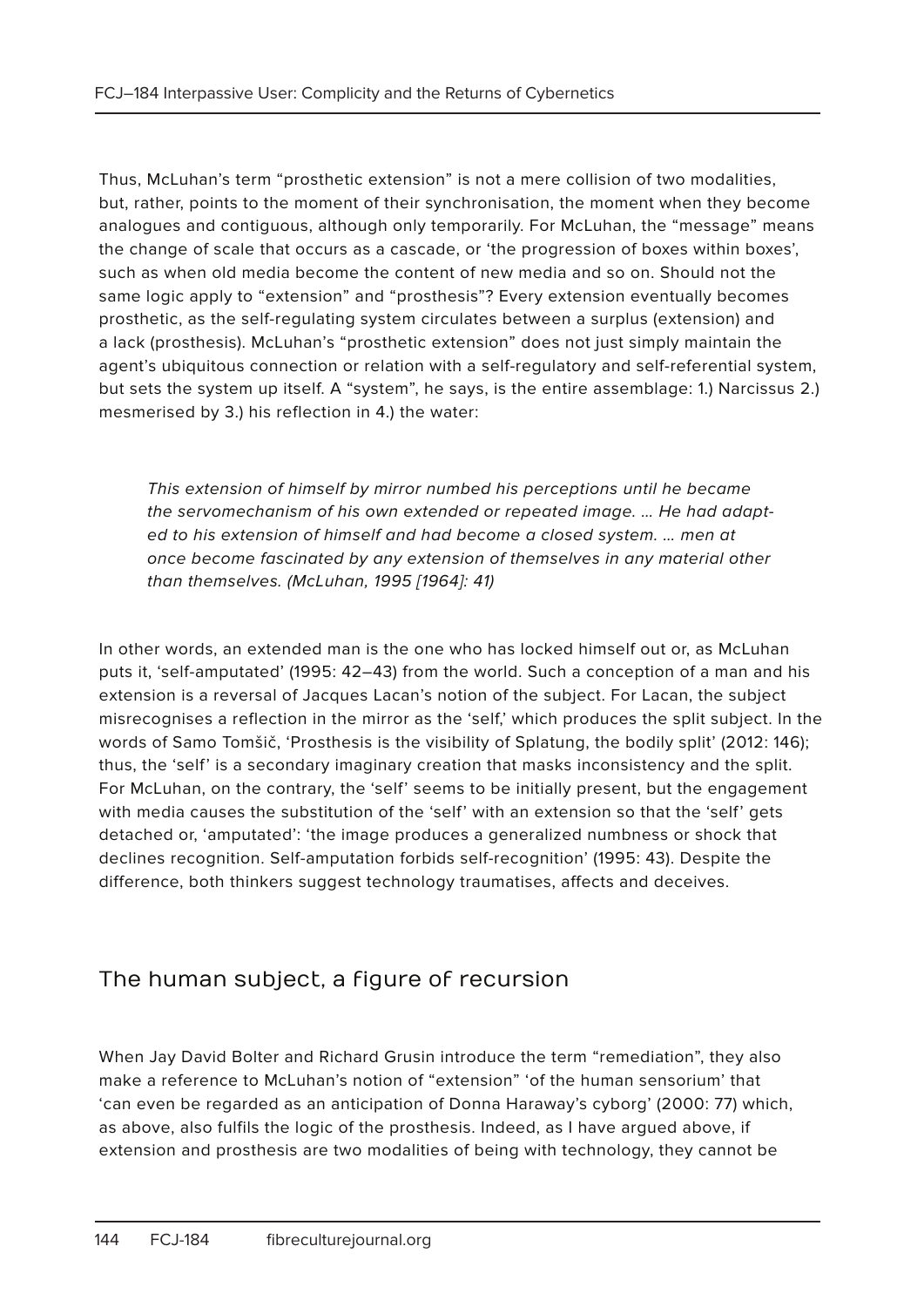Thus, McLuhan's term "prosthetic extension" is not a mere collision of two modalities, but, rather, points to the moment of their synchronisation, the moment when they become analogues and contiguous, although only temporarily. For McLuhan, the "message" means the change of scale that occurs as a cascade, or 'the progression of boxes within boxes', such as when old media become the content of new media and so on. Should not the same logic apply to "extension" and "prosthesis"? Every extension eventually becomes prosthetic, as the self-regulating system circulates between a surplus (extension) and a lack (prosthesis). McLuhan's "prosthetic extension" does not just simply maintain the agent's ubiquitous connection or relation with a self-regulatory and self-referential system, but sets the system up itself. A "system", he says, is the entire assemblage: 1.) Narcissus 2.) mesmerised by 3.) his reflection in 4.) the water:

> *This extension of himself by mirror numbed his perceptions until he became the servomechanism of his own extended or repeated image. … He had adapted to his extension of himself and had become a closed system. … men at once become fascinated by any extension of themselves in any material other than themselves. (McLuhan, 1995 [1964]: 41)*

In other words, an extended man is the one who has locked himself out or, as McLuhan puts it, 'self-amputated' (1995: 42–43) from the world. Such a conception of a man and his extension is a reversal of Jacques Lacan's notion of the subject. For Lacan, the subject misrecognises a reflection in the mirror as the 'self,' which produces the split subject. In the words of Samo Tomšič, 'Prosthesis is the visibility of Splatung, the bodily split' (2012: 146); thus, the 'self' is a secondary imaginary creation that masks inconsistency and the split. For McLuhan, on the contrary, the 'self' seems to be initially present, but the engagement with media causes the substitution of the 'self' with an extension so that the 'self' gets detached or, 'amputated': 'the image produces a generalized numbness or shock that declines recognition. Self-amputation forbids self-recognition' (1995: 43). Despite the difference, both thinkers suggest technology traumatises, affects and deceives.

## The human subject, a figure of recursion

When Jay David Bolter and Richard Grusin introduce the term "remediation", they also make a reference to McLuhan's notion of "extension" 'of the human sensorium' that 'can even be regarded as an anticipation of Donna Haraway's cyborg' (2000: 77) which, as above, also fulfils the logic of the prosthesis. Indeed, as I have argued above, if extension and prosthesis are two modalities of being with technology, they cannot be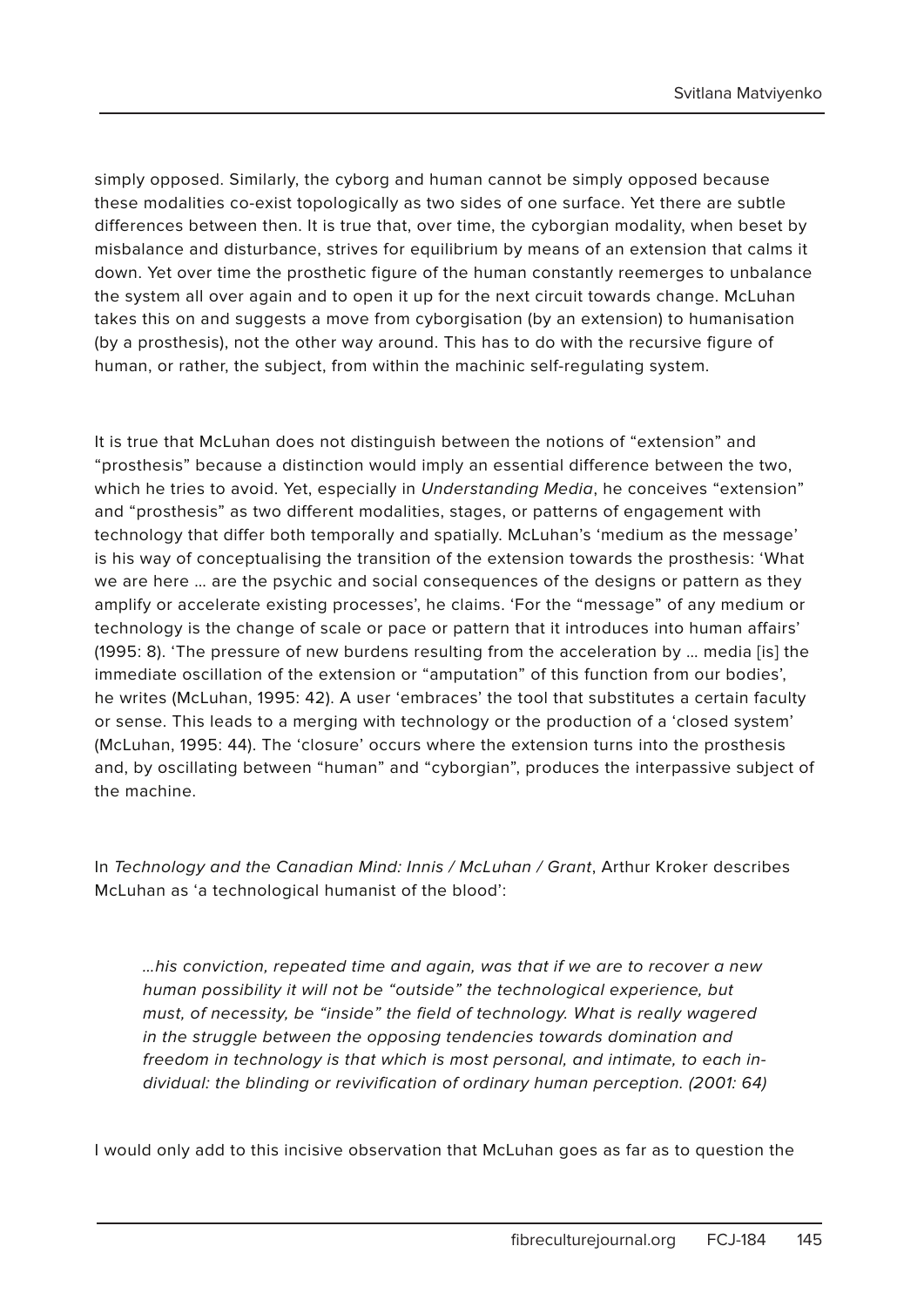simply opposed. Similarly, the cyborg and human cannot be simply opposed because these modalities co-exist topologically as two sides of one surface. Yet there are subtle differences between then. It is true that, over time, the cyborgian modality, when beset by misbalance and disturbance, strives for equilibrium by means of an extension that calms it down. Yet over time the prosthetic figure of the human constantly reemerges to unbalance the system all over again and to open it up for the next circuit towards change. McLuhan takes this on and suggests a move from cyborgisation (by an extension) to humanisation (by a prosthesis), not the other way around. This has to do with the recursive figure of human, or rather, the subject, from within the machinic self-regulating system.

It is true that McLuhan does not distinguish between the notions of "extension" and "prosthesis" because a distinction would imply an essential difference between the two, which he tries to avoid. Yet, especially in *Understanding Media*, he conceives "extension" and "prosthesis" as two different modalities, stages, or patterns of engagement with technology that differ both temporally and spatially. McLuhan's 'medium as the message' is his way of conceptualising the transition of the extension towards the prosthesis: 'What we are here … are the psychic and social consequences of the designs or pattern as they amplify or accelerate existing processes', he claims. 'For the "message" of any medium or technology is the change of scale or pace or pattern that it introduces into human affairs' (1995: 8). 'The pressure of new burdens resulting from the acceleration by … media [is] the immediate oscillation of the extension or "amputation" of this function from our bodies', he writes (McLuhan, 1995: 42). A user 'embraces' the tool that substitutes a certain faculty or sense. This leads to a merging with technology or the production of a 'closed system' (McLuhan, 1995: 44). The 'closure' occurs where the extension turns into the prosthesis and, by oscillating between "human" and "cyborgian", produces the interpassive subject of the machine.

In *Technology and the Canadian Mind: Innis / McLuhan / Grant*, Arthur Kroker describes McLuhan as 'a technological humanist of the blood':

> *…his conviction, repeated time and again, was that if we are to recover a new human possibility it will not be "outside" the technological experience, but must, of necessity, be "inside" the field of technology. What is really wagered in the struggle between the opposing tendencies towards domination and freedom in technology is that which is most personal, and intimate, to each individual: the blinding or revivification of ordinary human perception. (2001: 64)*

I would only add to this incisive observation that McLuhan goes as far as to question the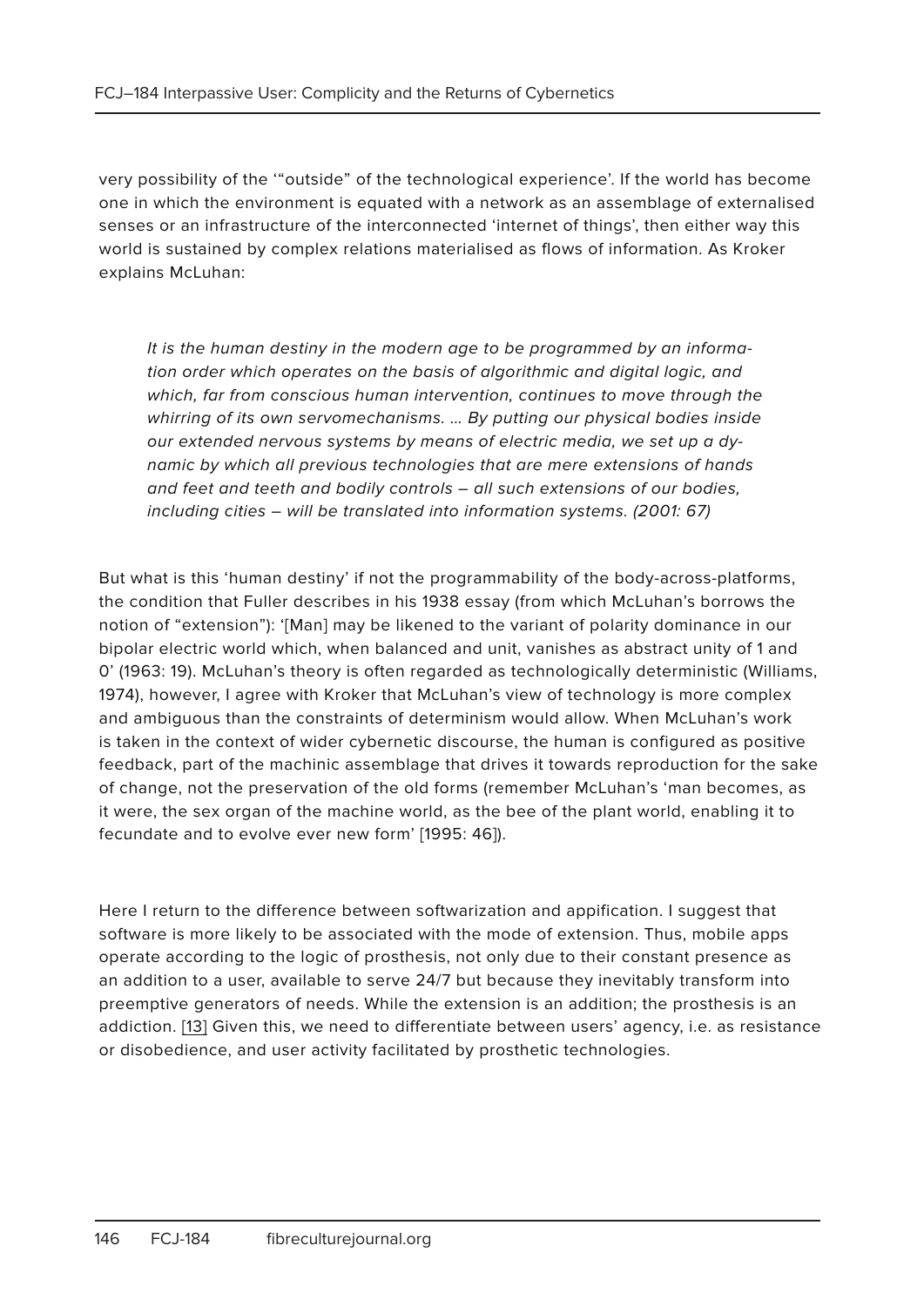very possibility of the '"outside" of the technological experience'. If the world has become one in which the environment is equated with a network as an assemblage of externalised senses or an infrastructure of the interconnected 'internet of things', then either way this world is sustained by complex relations materialised as flows of information. As Kroker explains McLuhan:

> *It is the human destiny in the modern age to be programmed by an information order which operates on the basis of algorithmic and digital logic, and which, far from conscious human intervention, continues to move through the whirring of its own servomechanisms. … By putting our physical bodies inside our extended nervous systems by means of electric media, we set up a dynamic by which all previous technologies that are mere extensions of hands and feet and teeth and bodily controls – all such extensions of our bodies, including cities – will be translated into information systems. (2001: 67)*

But what is this 'human destiny' if not the programmability of the body-across-platforms, the condition that Fuller describes in his 1938 essay (from which McLuhan's borrows the notion of "extension"): '[Man] may be likened to the variant of polarity dominance in our bipolar electric world which, when balanced and unit, vanishes as abstract unity of 1 and 0' (1963: 19). McLuhan's theory is often regarded as technologically deterministic (Williams, 1974), however, I agree with Kroker that McLuhan's view of technology is more complex and ambiguous than the constraints of determinism would allow. When McLuhan's work is taken in the context of wider cybernetic discourse, the human is configured as positive feedback, part of the machinic assemblage that drives it towards reproduction for the sake of change, not the preservation of the old forms (remember McLuhan's 'man becomes, as it were, the sex organ of the machine world, as the bee of the plant world, enabling it to fecundate and to evolve ever new form' [1995: 46]).

Here I return to the difference between softwarization and appification. I suggest that software is more likely to be associated with the mode of extension. Thus, mobile apps operate according to the logic of prosthesis, not only due to their constant presence as an addition to a user, available to serve 24/7 but because they inevitably transform into preemptive generators of needs. While the extension is an addition; the prosthesis is an addiction. [13] Given this, we need to differentiate between users' agency, i.e. as resistance or disobedience, and user activity facilitated by prosthetic technologies.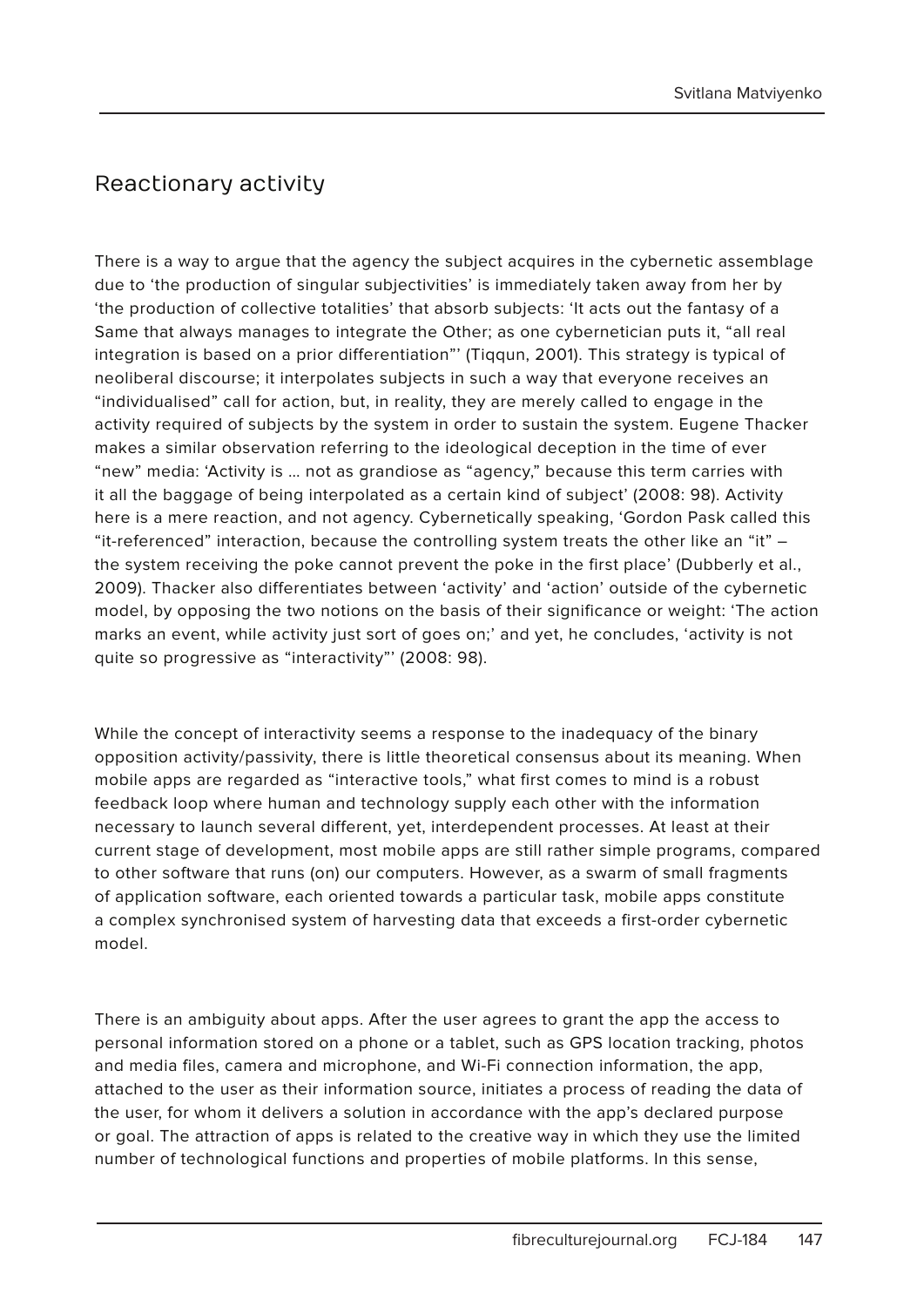## Reactionary activity

There is a way to argue that the agency the subject acquires in the cybernetic assemblage due to 'the production of singular subjectivities' is immediately taken away from her by 'the production of collective totalities' that absorb subjects: 'It acts out the fantasy of a Same that always manages to integrate the Other; as one cybernetician puts it, "all real integration is based on a prior differentiation"' (Tiqqun, 2001). This strategy is typical of neoliberal discourse; it interpolates subjects in such a way that everyone receives an "individualised" call for action, but, in reality, they are merely called to engage in the activity required of subjects by the system in order to sustain the system. Eugene Thacker makes a similar observation referring to the ideological deception in the time of ever "new" media: 'Activity is … not as grandiose as "agency," because this term carries with it all the baggage of being interpolated as a certain kind of subject' (2008: 98). Activity here is a mere reaction, and not agency. Cybernetically speaking, 'Gordon Pask called this "it-referenced" interaction, because the controlling system treats the other like an "it" – the system receiving the poke cannot prevent the poke in the first place' (Dubberly et al., 2009). Thacker also differentiates between 'activity' and 'action' outside of the cybernetic model, by opposing the two notions on the basis of their significance or weight: 'The action marks an event, while activity just sort of goes on;' and yet, he concludes, 'activity is not quite so progressive as "interactivity"' (2008: 98).

While the concept of interactivity seems a response to the inadequacy of the binary opposition activity/passivity, there is little theoretical consensus about its meaning. When mobile apps are regarded as "interactive tools," what first comes to mind is a robust feedback loop where human and technology supply each other with the information necessary to launch several different, yet, interdependent processes. At least at their current stage of development, most mobile apps are still rather simple programs, compared to other software that runs (on) our computers. However, as a swarm of small fragments of application software, each oriented towards a particular task, mobile apps constitute a complex synchronised system of harvesting data that exceeds a first-order cybernetic model.

There is an ambiguity about apps. After the user agrees to grant the app the access to personal information stored on a phone or a tablet, such as GPS location tracking, photos and media files, camera and microphone, and Wi-Fi connection information, the app, attached to the user as their information source, initiates a process of reading the data of the user, for whom it delivers a solution in accordance with the app's declared purpose or goal. The attraction of apps is related to the creative way in which they use the limited number of technological functions and properties of mobile platforms. In this sense,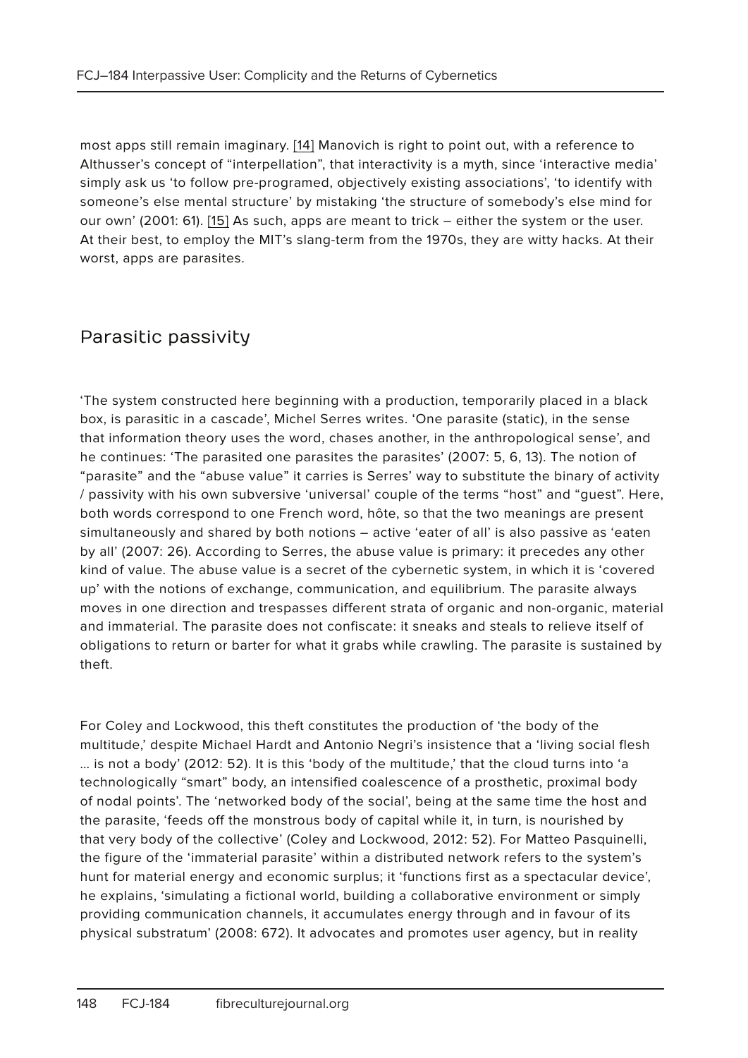most apps still remain imaginary. [14] Manovich is right to point out, with a reference to Althusser's concept of "interpellation", that interactivity is a myth, since 'interactive media' simply ask us 'to follow pre-programed, objectively existing associations', 'to identify with someone's else mental structure' by mistaking 'the structure of somebody's else mind for our own' (2001: 61). [15] As such, apps are meant to trick – either the system or the user. At their best, to employ the MIT's slang-term from the 1970s, they are witty hacks. At their worst, apps are parasites.

## Parasitic passivity

'The system constructed here beginning with a production, temporarily placed in a black box, is parasitic in a cascade', Michel Serres writes. 'One parasite (static), in the sense that information theory uses the word, chases another, in the anthropological sense', and he continues: 'The parasited one parasites the parasites' (2007: 5, 6, 13). The notion of "parasite" and the "abuse value" it carries is Serres' way to substitute the binary of activity / passivity with his own subversive 'universal' couple of the terms "host" and "guest". Here, both words correspond to one French word, hôte, so that the two meanings are present simultaneously and shared by both notions – active 'eater of all' is also passive as 'eaten by all' (2007: 26). According to Serres, the abuse value is primary: it precedes any other kind of value. The abuse value is a secret of the cybernetic system, in which it is 'covered up' with the notions of exchange, communication, and equilibrium. The parasite always moves in one direction and trespasses different strata of organic and non-organic, material and immaterial. The parasite does not confiscate: it sneaks and steals to relieve itself of obligations to return or barter for what it grabs while crawling. The parasite is sustained by theft.

For Coley and Lockwood, this theft constitutes the production of 'the body of the multitude,' despite Michael Hardt and Antonio Negri's insistence that a 'living social flesh … is not a body' (2012: 52). It is this 'body of the multitude,' that the cloud turns into 'a technologically "smart" body, an intensified coalescence of a prosthetic, proximal body of nodal points'. The 'networked body of the social', being at the same time the host and the parasite, 'feeds off the monstrous body of capital while it, in turn, is nourished by that very body of the collective' (Coley and Lockwood, 2012: 52). For Matteo Pasquinelli, the figure of the 'immaterial parasite' within a distributed network refers to the system's hunt for material energy and economic surplus; it 'functions first as a spectacular device', he explains, 'simulating a fictional world, building a collaborative environment or simply providing communication channels, it accumulates energy through and in favour of its physical substratum' (2008: 672). It advocates and promotes user agency, but in reality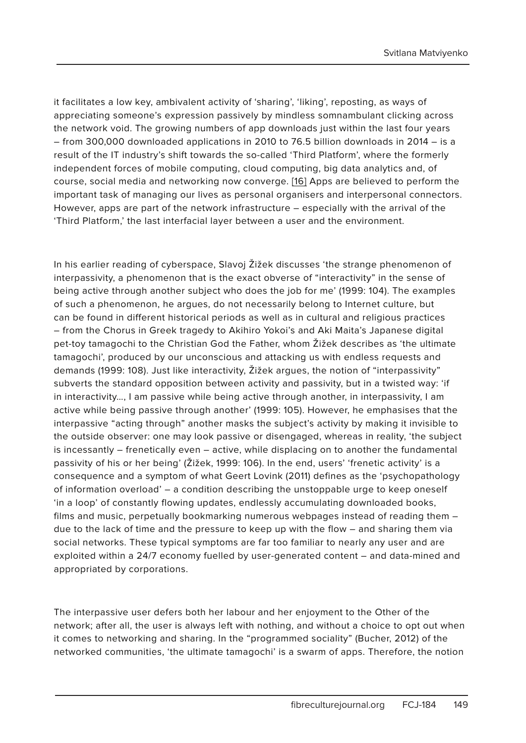it facilitates a low key, ambivalent activity of 'sharing', 'liking', reposting, as ways of appreciating someone's expression passively by mindless somnambulant clicking across the network void. The growing numbers of app downloads just within the last four years – from 300,000 downloaded applications in 2010 to 76.5 billion downloads in 2014 – is a result of the IT industry's shift towards the so-called 'Third Platform', where the formerly independent forces of mobile computing, cloud computing, big data analytics and, of course, social media and networking now converge. [16] Apps are believed to perform the important task of managing our lives as personal organisers and interpersonal connectors. However, apps are part of the network infrastructure – especially with the arrival of the 'Third Platform,' the last interfacial layer between a user and the environment.

In his earlier reading of cyberspace, Slavoj Žižek discusses 'the strange phenomenon of interpassivity, a phenomenon that is the exact obverse of "interactivity" in the sense of being active through another subject who does the job for me' (1999: 104). The examples of such a phenomenon, he argues, do not necessarily belong to Internet culture, but can be found in different historical periods as well as in cultural and religious practices – from the Chorus in Greek tragedy to Akihiro Yokoi's and Aki Maita's Japanese digital pet-toy tamagochi to the Christian God the Father, whom Žižek describes as 'the ultimate tamagochi', produced by our unconscious and attacking us with endless requests and demands (1999: 108). Just like interactivity, Žižek argues, the notion of "interpassivity" subverts the standard opposition between activity and passivity, but in a twisted way: 'if in interactivity..., I am passive while being active through another, in interpassivity, I am active while being passive through another' (1999: 105). However, he emphasises that the interpassive "acting through" another masks the subject's activity by making it invisible to the outside observer: one may look passive or disengaged, whereas in reality, 'the subject is incessantly – frenetically even – active, while displacing on to another the fundamental passivity of his or her being' (Žižek, 1999: 106). In the end, users' 'frenetic activity' is a consequence and a symptom of what Geert Lovink (2011) defines as the 'psychopathology of information overload' – a condition describing the unstoppable urge to keep oneself 'in a loop' of constantly flowing updates, endlessly accumulating downloaded books, films and music, perpetually bookmarking numerous webpages instead of reading them – due to the lack of time and the pressure to keep up with the flow – and sharing them via social networks. These typical symptoms are far too familiar to nearly any user and are exploited within a 24/7 economy fuelled by user-generated content – and data-mined and appropriated by corporations.

The interpassive user defers both her labour and her enjoyment to the Other of the network; after all, the user is always left with nothing, and without a choice to opt out when it comes to networking and sharing. In the "programmed sociality" (Bucher, 2012) of the networked communities, 'the ultimate tamagochi' is a swarm of apps. Therefore, the notion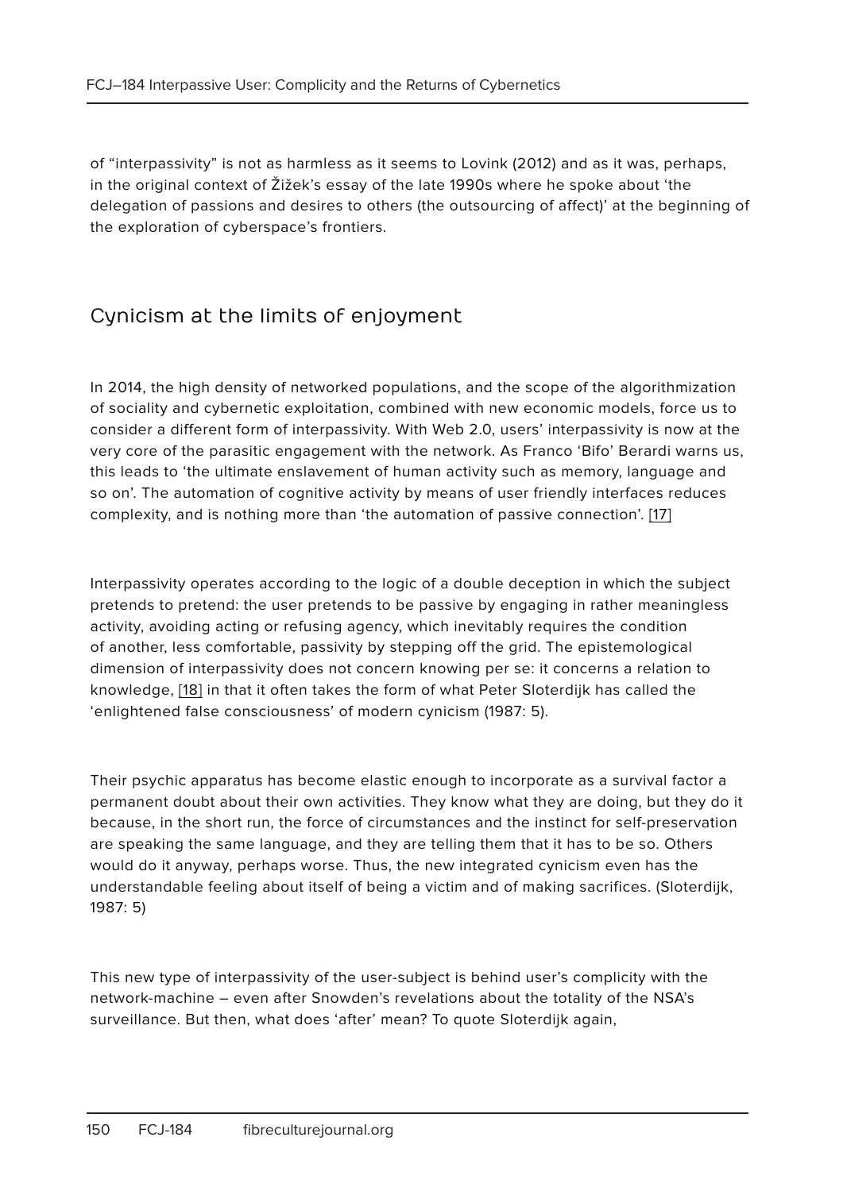of “interpassivity” is not as harmless as it seems to Lovink (2012) and as it was, perhaps, in the original context of Žižek’s essay of the late 1990s where he spoke about ‘the delegation of passions and desires to others (the outsourcing of affect)’ at the beginning of the exploration of cyberspace’s frontiers.

## Cynicism at the limits of enjoyment

In 2014, the high density of networked populations, and the scope of the algorithmization of sociality and cybernetic exploitation, combined with new economic models, force us to consider a different form of interpassivity. With Web 2.0, users’ interpassivity is now at the very core of the parasitic engagement with the network. As Franco ‘Bifo’ Berardi warns us, this leads to ‘the ultimate enslavement of human activity such as memory, language and so on’. The automation of cognitive activity by means of user friendly interfaces reduces complexity, and is nothing more than ‘the automation of passive connection’. [17]

Interpassivity operates according to the logic of a double deception in which the subject pretends to pretend: the user pretends to be passive by engaging in rather meaningless activity, avoiding acting or refusing agency, which inevitably requires the condition of another, less comfortable, passivity by stepping off the grid. The epistemological dimension of interpassivity does not concern knowing per se: it concerns a relation to knowledge, [18] in that it often takes the form of what Peter Sloterdijk has called the ‘enlightened false consciousness’ of modern cynicism (1987: 5).

> Their psychic apparatus has become elastic enough to incorporate as a survival factor a permanent doubt about their own activities. They know what they are doing, but they do it because, in the short run, the force of circumstances and the instinct for self-preservation are speaking the same language, and they are telling them that it has to be so. Others would do it anyway, perhaps worse. Thus, the new integrated cynicism even has the understandable feeling about itself of being a victim and of making sacrifices. (Sloterdijk, 1987: 5)

This new type of interpassivity of the user-subject is behind user’s complicity with the network-machine – even after Snowden’s revelations about the totality of the NSA’s surveillance. But then, what does ‘after’ mean? To quote Sloterdijk again,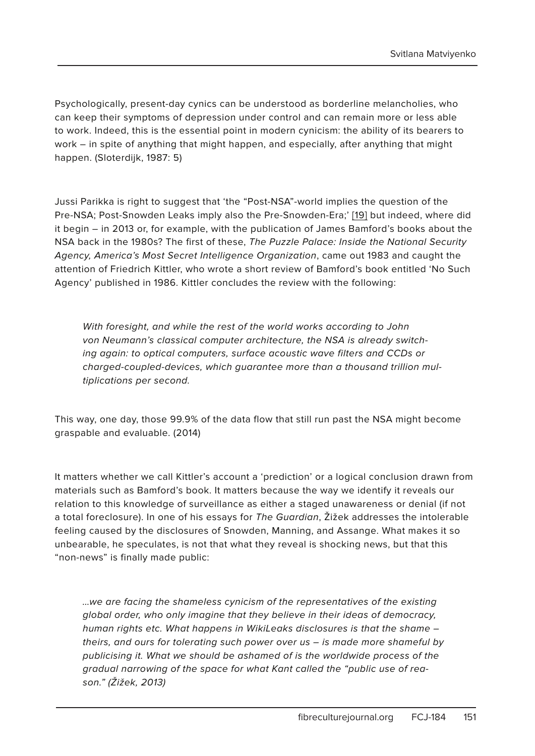Psychologically, present-day cynics can be understood as borderline melancholies, who can keep their symptoms of depression under control and can remain more or less able to work. Indeed, this is the essential point in modern cynicism: the ability of its bearers to work – in spite of anything that might happen, and especially, after anything that might happen. (Sloterdijk, 1987: 5)

Jussi Parikka is right to suggest that 'the "Post-NSA"-world implies the question of the Pre-NSA; Post-Snowden Leaks imply also the Pre-Snowden-Era;' [19] but indeed, where did it begin – in 2013 or, for example, with the publication of James Bamford's books about the NSA back in the 1980s? The first of these, *The Puzzle Palace: Inside the National Security Agency, America's Most Secret Intelligence Organization*, came out 1983 and caught the attention of Friedrich Kittler, who wrote a short review of Bamford's book entitled 'No Such Agency' published in 1986. Kittler concludes the review with the following:

> *With foresight, and while the rest of the world works according to John von Neumann's classical computer architecture, the NSA is already switching again: to optical computers, surface acoustic wave filters and CCDs or charged-coupled-devices, which guarantee more than a thousand trillion multiplications per second.*

This way, one day, those 99.9% of the data flow that still run past the NSA might become graspable and evaluable. (2014)

It matters whether we call Kittler's account a 'prediction' or a logical conclusion drawn from materials such as Bamford's book. It matters because the way we identify it reveals our relation to this knowledge of surveillance as either a staged unawareness or denial (if not a total foreclosure). In one of his essays for *The Guardian*, Žižek addresses the intolerable feeling caused by the disclosures of Snowden, Manning, and Assange. What makes it so unbearable, he speculates, is not that what they reveal is shocking news, but that this "non-news" is finally made public:

> *...we are facing the shameless cynicism of the representatives of the existing global order, who only imagine that they believe in their ideas of democracy, human rights etc. What happens in WikiLeaks disclosures is that the shame – theirs, and ours for tolerating such power over us – is made more shameful by publicising it. What we should be ashamed of is the worldwide process of the gradual narrowing of the space for what Kant called the "public use of reason." (Žižek, 2013)*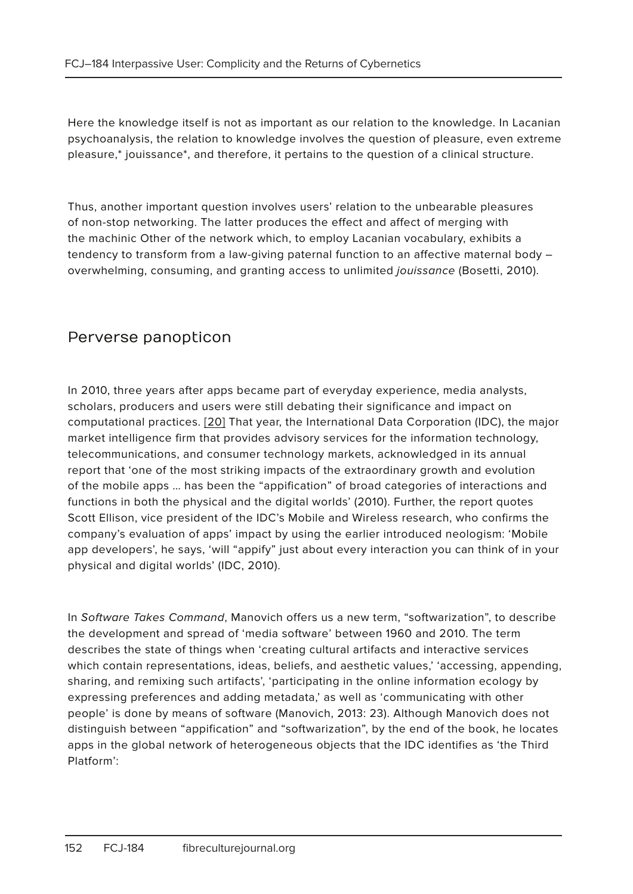Here the knowledge itself is not as important as our relation to the knowledge. In Lacanian psychoanalysis, the relation to knowledge involves the question of pleasure, even extreme pleasure,* jouissance*, and therefore, it pertains to the question of a clinical structure.

Thus, another important question involves users' relation to the unbearable pleasures of non-stop networking. The latter produces the effect and affect of merging with the machinic Other of the network which, to employ Lacanian vocabulary, exhibits a tendency to transform from a law-giving paternal function to an affective maternal body – overwhelming, consuming, and granting access to unlimited *jouissance* (Bosetti, 2010).

## Perverse panopticon

In 2010, three years after apps became part of everyday experience, media analysts, scholars, producers and users were still debating their significance and impact on computational practices. [20] That year, the International Data Corporation (IDC), the major market intelligence firm that provides advisory services for the information technology, telecommunications, and consumer technology markets, acknowledged in its annual report that 'one of the most striking impacts of the extraordinary growth and evolution of the mobile apps … has been the "appification" of broad categories of interactions and functions in both the physical and the digital worlds' (2010). Further, the report quotes Scott Ellison, vice president of the IDC's Mobile and Wireless research, who confirms the company's evaluation of apps' impact by using the earlier introduced neologism: 'Mobile app developers', he says, 'will "appify" just about every interaction you can think of in your physical and digital worlds' (IDC, 2010).

In *Software Takes Command*, Manovich offers us a new term, "softwarization", to describe the development and spread of 'media software' between 1960 and 2010. The term describes the state of things when 'creating cultural artifacts and interactive services which contain representations, ideas, beliefs, and aesthetic values,' 'accessing, appending, sharing, and remixing such artifacts', 'participating in the online information ecology by expressing preferences and adding metadata,' as well as 'communicating with other people' is done by means of software (Manovich, 2013: 23). Although Manovich does not distinguish between "appification" and "softwarization", by the end of the book, he locates apps in the global network of heterogeneous objects that the IDC identifies as 'the Third Platform':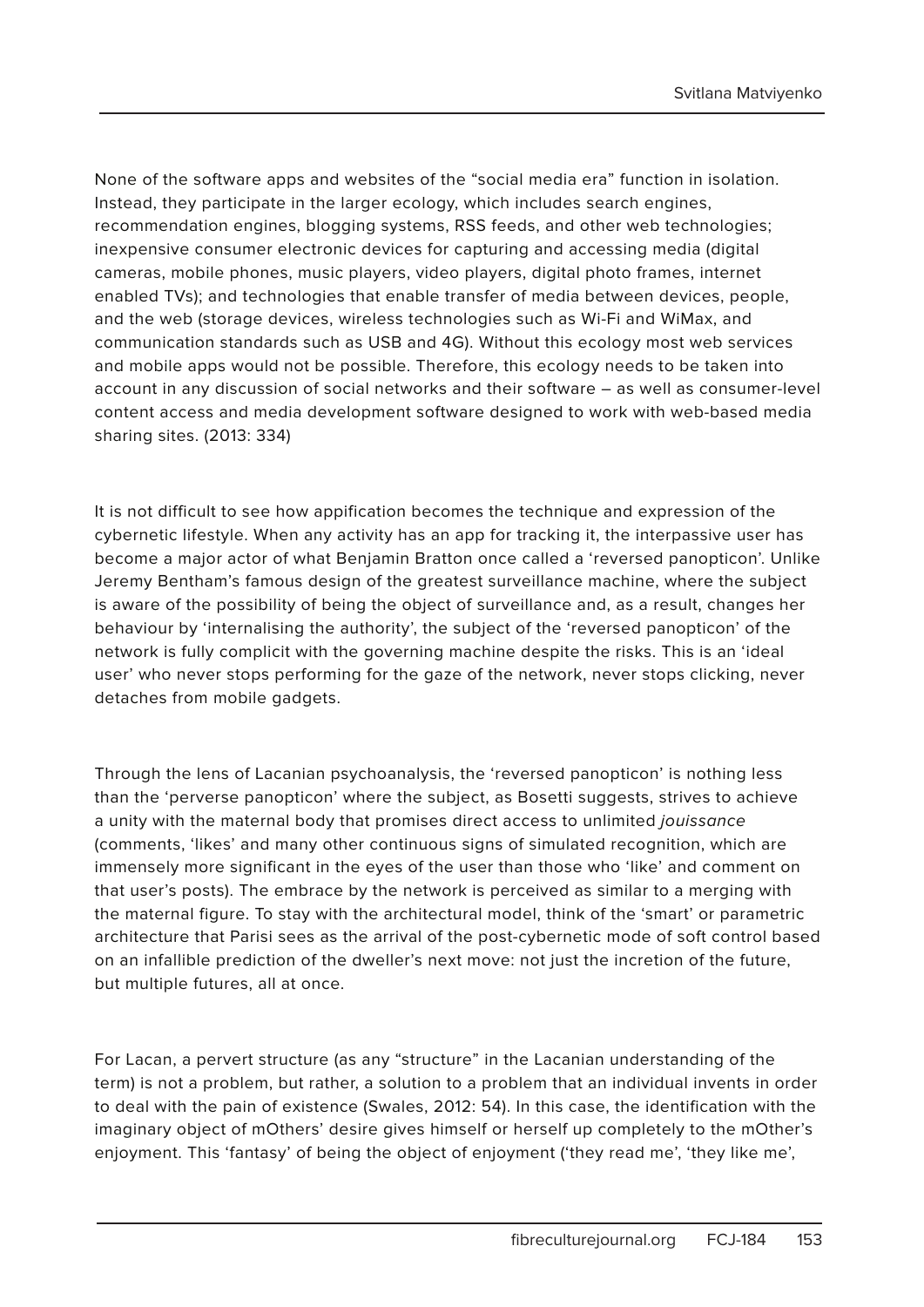None of the software apps and websites of the "social media era" function in isolation. Instead, they participate in the larger ecology, which includes search engines, recommendation engines, blogging systems, RSS feeds, and other web technologies; inexpensive consumer electronic devices for capturing and accessing media (digital cameras, mobile phones, music players, video players, digital photo frames, internet enabled TVs); and technologies that enable transfer of media between devices, people, and the web (storage devices, wireless technologies such as Wi-Fi and WiMax, and communication standards such as USB and 4G). Without this ecology most web services and mobile apps would not be possible. Therefore, this ecology needs to be taken into account in any discussion of social networks and their software – as well as consumer-level content access and media development software designed to work with web-based media sharing sites. (2013: 334)

It is not difficult to see how appification becomes the technique and expression of the cybernetic lifestyle. When any activity has an app for tracking it, the interpassive user has become a major actor of what Benjamin Bratton once called a 'reversed panopticon'. Unlike Jeremy Bentham's famous design of the greatest surveillance machine, where the subject is aware of the possibility of being the object of surveillance and, as a result, changes her behaviour by 'internalising the authority', the subject of the 'reversed panopticon' of the network is fully complicit with the governing machine despite the risks. This is an 'ideal user' who never stops performing for the gaze of the network, never stops clicking, never detaches from mobile gadgets.

Through the lens of Lacanian psychoanalysis, the 'reversed panopticon' is nothing less than the 'perverse panopticon' where the subject, as Bosetti suggests, strives to achieve a unity with the maternal body that promises direct access to unlimited *jouissance* (comments, 'likes' and many other continuous signs of simulated recognition, which are immensely more significant in the eyes of the user than those who 'like' and comment on that user's posts). The embrace by the network is perceived as similar to a merging with the maternal figure. To stay with the architectural model, think of the 'smart' or parametric architecture that Parisi sees as the arrival of the post-cybernetic mode of soft control based on an infallible prediction of the dweller's next move: not just the incretion of the future, but multiple futures, all at once.

For Lacan, a pervert structure (as any "structure" in the Lacanian understanding of the term) is not a problem, but rather, a solution to a problem that an individual invents in order to deal with the pain of existence (Swales, 2012: 54). In this case, the identification with the imaginary object of mOthers' desire gives himself or herself up completely to the mOther's enjoyment. This 'fantasy' of being the object of enjoyment ('they read me', 'they like me',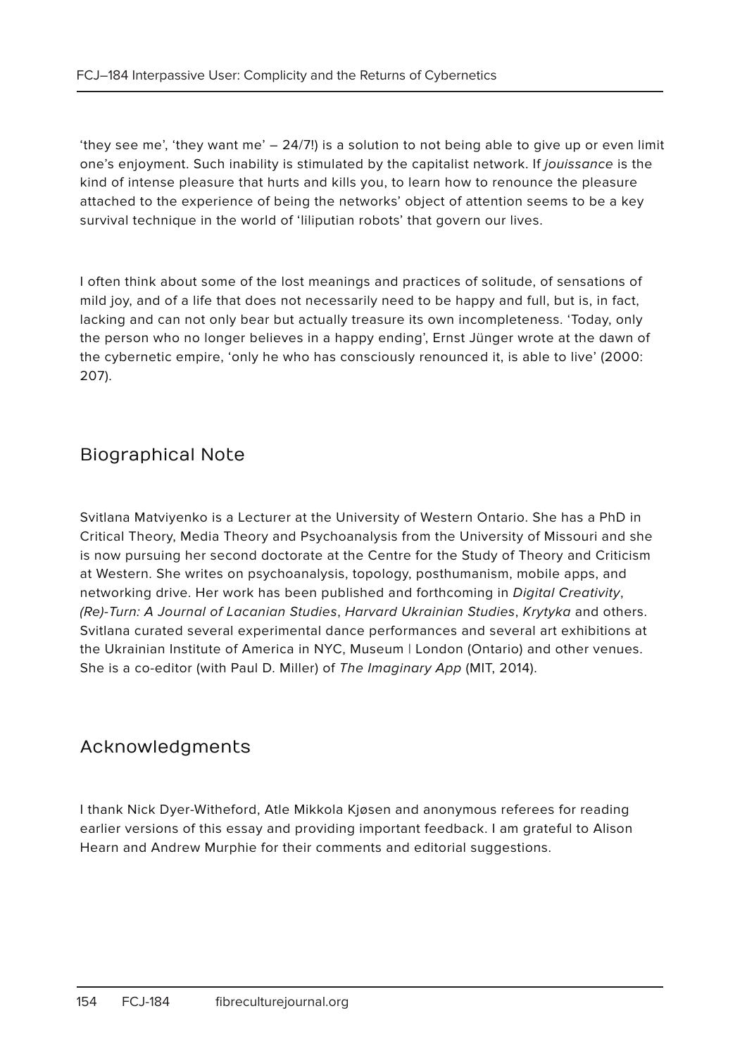'they see me', 'they want me' – 24/7!) is a solution to not being able to give up or even limit one's enjoyment. Such inability is stimulated by the capitalist network. If *jouissance* is the kind of intense pleasure that hurts and kills you, to learn how to renounce the pleasure attached to the experience of being the networks' object of attention seems to be a key survival technique in the world of 'liliputian robots' that govern our lives.

I often think about some of the lost meanings and practices of solitude, of sensations of mild joy, and of a life that does not necessarily need to be happy and full, but is, in fact, lacking and can not only bear but actually treasure its own incompleteness. 'Today, only the person who no longer believes in a happy ending', Ernst Jünger wrote at the dawn of the cybernetic empire, 'only he who has consciously renounced it, is able to live' (2000: 207).

## Biographical Note

Svitlana Matviyenko is a Lecturer at the University of Western Ontario. She has a PhD in Critical Theory, Media Theory and Psychoanalysis from the University of Missouri and she is now pursuing her second doctorate at the Centre for the Study of Theory and Criticism at Western. She writes on psychoanalysis, topology, posthumanism, mobile apps, and networking drive. Her work has been published and forthcoming in *Digital Creativity*, *(Re)-Turn: A Journal of Lacanian Studies*, *Harvard Ukrainian Studies*, *Krytyka* and others. Svitlana curated several experimental dance performances and several art exhibitions at the Ukrainian Institute of America in NYC, Museum | London (Ontario) and other venues. She is a co-editor (with Paul D. Miller) of *The Imaginary App* (MIT, 2014).

## Acknowledgments

I thank Nick Dyer-Witheford, Atle Mikkola Kjøsen and anonymous referees for reading earlier versions of this essay and providing important feedback. I am grateful to Alison Hearn and Andrew Murphie for their comments and editorial suggestions.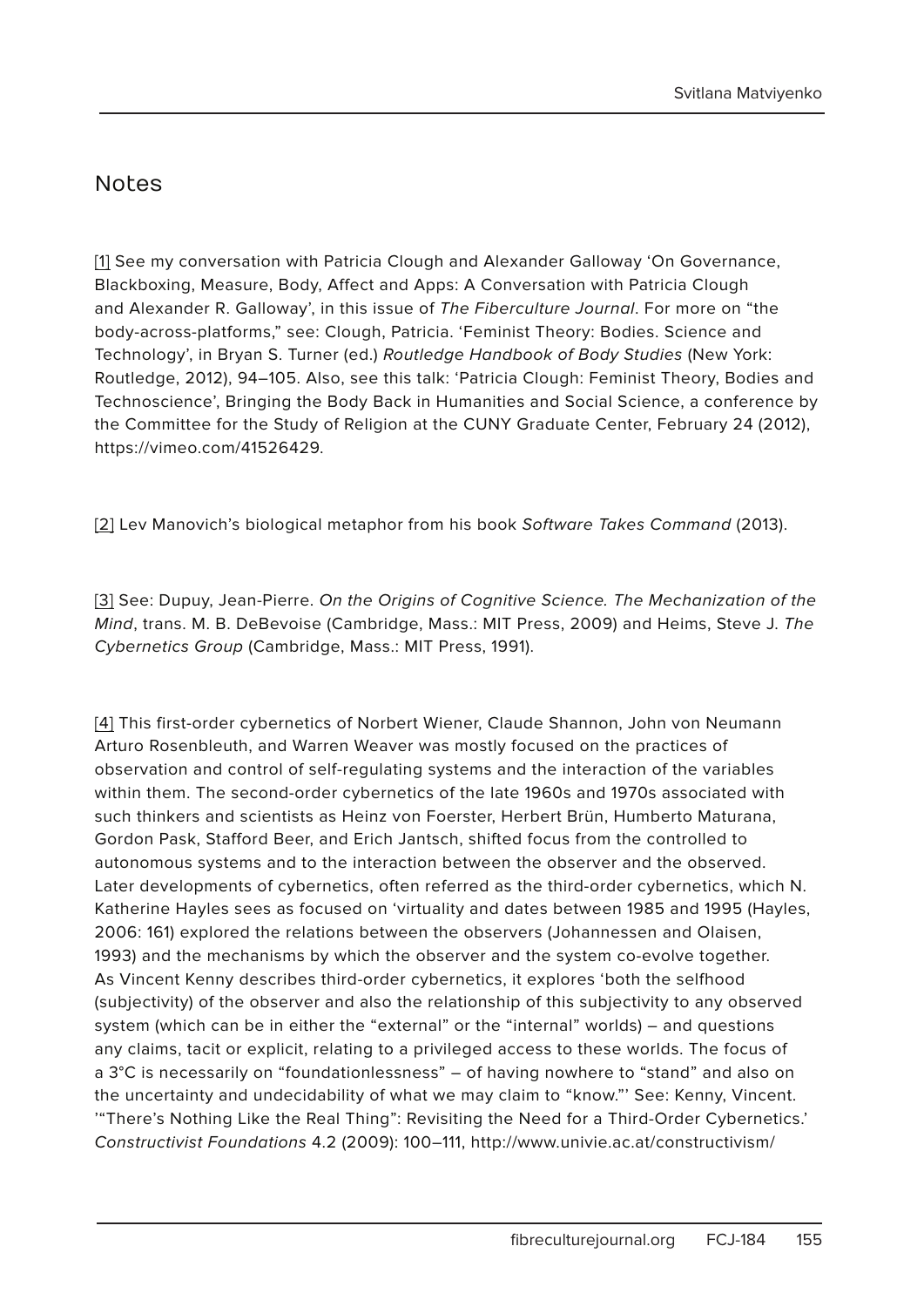## Notes

[1] See my conversation with Patricia Clough and Alexander Galloway 'On Governance, Blackboxing, Measure, Body, Affect and Apps: A Conversation with Patricia Clough and Alexander R. Galloway', in this issue of *The Fiberculture Journal*. For more on "the body-across-platforms," see: Clough, Patricia. 'Feminist Theory: Bodies. Science and Technology', in Bryan S. Turner (ed.) *Routledge Handbook of Body Studies* (New York: Routledge, 2012), 94–105. Also, see this talk: 'Patricia Clough: Feminist Theory, Bodies and Technoscience', Bringing the Body Back in Humanities and Social Science, a conference by the Committee for the Study of Religion at the CUNY Graduate Center, February 24 (2012), https://vimeo.com/41526429.

[2] Lev Manovich's biological metaphor from his book *Software Takes Command* (2013).

[3] See: Dupuy, Jean-Pierre. *On the Origins of Cognitive Science. The Mechanization of the Mind*, trans. M. B. DeBevoise (Cambridge, Mass.: MIT Press, 2009) and Heims, Steve J. *The Cybernetics Group* (Cambridge, Mass.: MIT Press, 1991).

[4] This first-order cybernetics of Norbert Wiener, Claude Shannon, John von Neumann Arturo Rosenbleuth, and Warren Weaver was mostly focused on the practices of observation and control of self-regulating systems and the interaction of the variables within them. The second-order cybernetics of the late 1960s and 1970s associated with such thinkers and scientists as Heinz von Foerster, Herbert Brün, Humberto Maturana, Gordon Pask, Stafford Beer, and Erich Jantsch, shifted focus from the controlled to autonomous systems and to the interaction between the observer and the observed. Later developments of cybernetics, often referred as the third-order cybernetics, which N. Katherine Hayles sees as focused on 'virtuality and dates between 1985 and 1995 (Hayles, 2006: 161) explored the relations between the observers (Johannessen and Olaisen, 1993) and the mechanisms by which the observer and the system co-evolve together. As Vincent Kenny describes third-order cybernetics, it explores 'both the selfhood (subjectivity) of the observer and also the relationship of this subjectivity to any observed system (which can be in either the "external" or the "internal" worlds) – and questions any claims, tacit or explicit, relating to a privileged access to these worlds. The focus of a 3°C is necessarily on "foundationlessness" – of having nowhere to "stand" and also on the uncertainty and undecidability of what we may claim to "know."' See: Kenny, Vincent. '"There's Nothing Like the Real Thing": Revisiting the Need for a Third-Order Cybernetics.' *Constructivist Foundations* 4.2 (2009): 100–111, http://www.univie.ac.at/constructivism/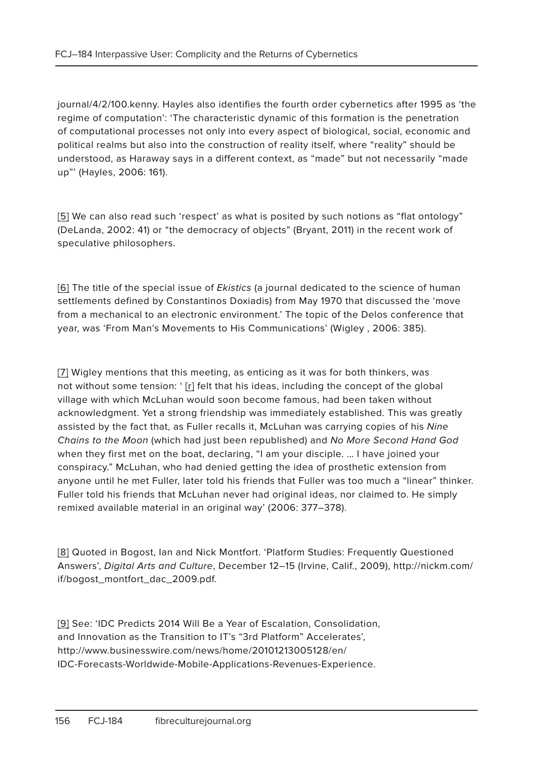journal/4/2/100.kenny. Hayles also identifies the fourth order cybernetics after 1995 as 'the regime of computation': 'The characteristic dynamic of this formation is the penetration of computational processes not only into every aspect of biological, social, economic and political realms but also into the construction of reality itself, where "reality" should be understood, as Haraway says in a different context, as "made" but not necessarily "made up"' (Hayles, 2006: 161).

[5] We can also read such 'respect' as what is posited by such notions as "flat ontology" (DeLanda, 2002: 41) or "the democracy of objects" (Bryant, 2011) in the recent work of speculative philosophers.

[6] The title of the special issue of *Ekistics* (a journal dedicated to the science of human settlements defined by Constantinos Doxiadis) from May 1970 that discussed the 'move from a mechanical to an electronic environment.' The topic of the Delos conference that year, was 'From Man's Movements to His Communications' (Wigley , 2006: 385).

[7] Wigley mentions that this meeting, as enticing as it was for both thinkers, was not without some tension: ' [r] felt that his ideas, including the concept of the global village with which McLuhan would soon become famous, had been taken without acknowledgment. Yet a strong friendship was immediately established. This was greatly assisted by the fact that, as Fuller recalls it, McLuhan was carrying copies of his *Nine Chains to the Moon* (which had just been republished) and *No More Second Hand God* when they first met on the boat, declaring, "I am your disciple. … I have joined your conspiracy." McLuhan, who had denied getting the idea of prosthetic extension from anyone until he met Fuller, later told his friends that Fuller was too much a "linear" thinker. Fuller told his friends that McLuhan never had original ideas, nor claimed to. He simply remixed available material in an original way' (2006: 377–378).

[8] Quoted in Bogost, Ian and Nick Montfort. 'Platform Studies: Frequently Questioned Answers', *Digital Arts and Culture*, December 12–15 (Irvine, Calif., 2009), http://nickm.com/if/bogost_montfort_dac_2009.pdf.

[9] See: 'IDC Predicts 2014 Will Be a Year of Escalation, Consolidation, and Innovation as the Transition to IT's "3rd Platform" Accelerates', http://www.businesswire.com/news/home/20101213005128/en/IDC-Forecasts-Worldwide-Mobile-Applications-Revenues-Experience.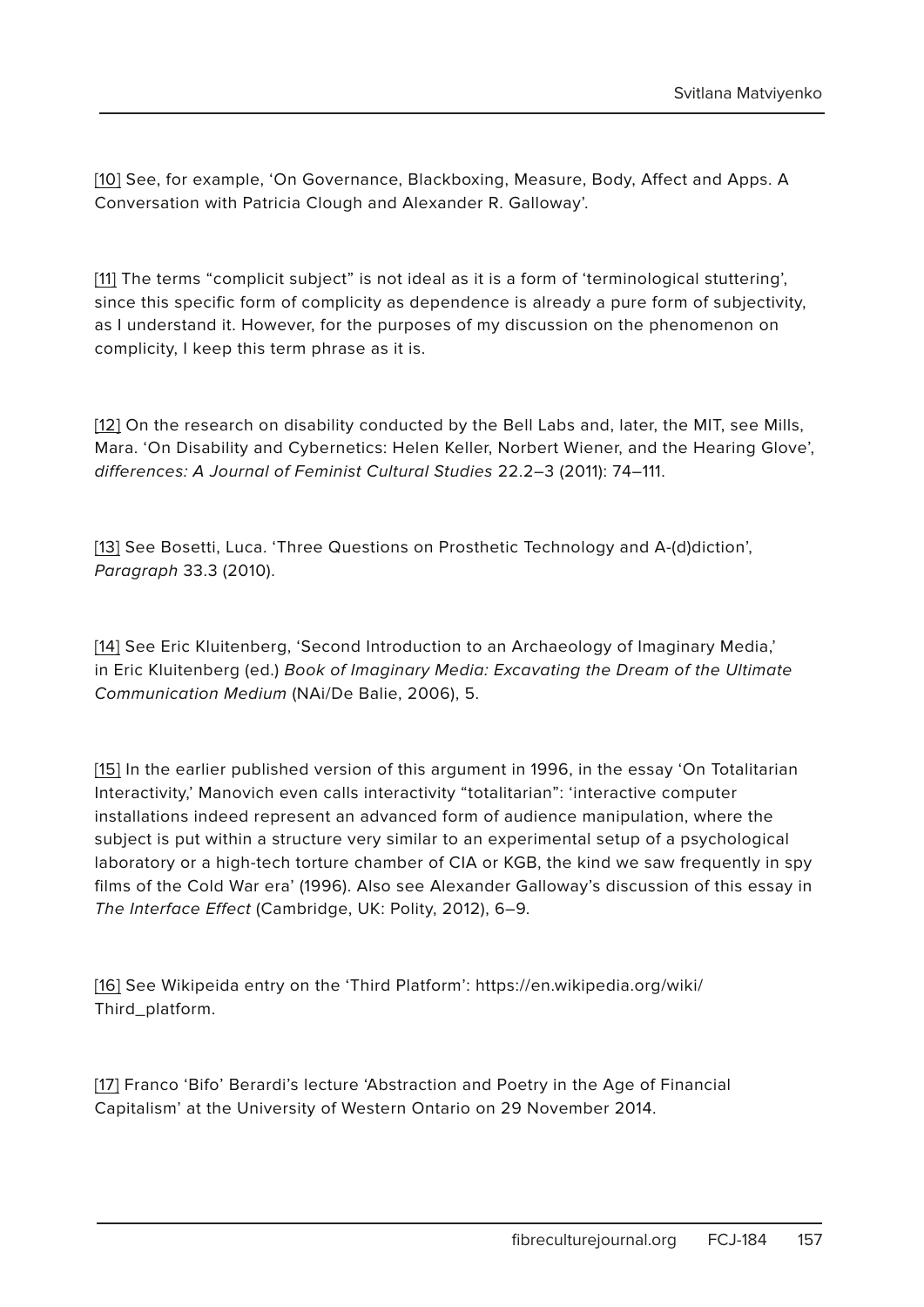[10] See, for example, 'On Governance, Blackboxing, Measure, Body, Affect and Apps. A Conversation with Patricia Clough and Alexander R. Galloway'.

[11] The terms "complicit subject" is not ideal as it is a form of 'terminological stuttering', since this specific form of complicity as dependence is already a pure form of subjectivity, as I understand it. However, for the purposes of my discussion on the phenomenon on complicity, I keep this term phrase as it is.

[12] On the research on disability conducted by the Bell Labs and, later, the MIT, see Mills, Mara. 'On Disability and Cybernetics: Helen Keller, Norbert Wiener, and the Hearing Glove', *differences: A Journal of Feminist Cultural Studies* 22.2–3 (2011): 74–111.

[13] See Bosetti, Luca. 'Three Questions on Prosthetic Technology and A-(d)diction', *Paragraph* 33.3 (2010).

[14] See Eric Kluitenberg, 'Second Introduction to an Archaeology of Imaginary Media,' in Eric Kluitenberg (ed.) *Book of Imaginary Media: Excavating the Dream of the Ultimate Communication Medium* (NAi/De Balie, 2006), 5.

[15] In the earlier published version of this argument in 1996, in the essay 'On Totalitarian Interactivity,' Manovich even calls interactivity "totalitarian": 'interactive computer installations indeed represent an advanced form of audience manipulation, where the subject is put within a structure very similar to an experimental setup of a psychological laboratory or a high-tech torture chamber of CIA or KGB, the kind we saw frequently in spy films of the Cold War era' (1996). Also see Alexander Galloway's discussion of this essay in *The Interface Effect* (Cambridge, UK: Polity, 2012), 6–9.

[16] See Wikipeida entry on the 'Third Platform': https://en.wikipedia.org/wiki/Third_platform.

[17] Franco 'Bifo' Berardi's lecture 'Abstraction and Poetry in the Age of Financial Capitalism' at the University of Western Ontario on 29 November 2014.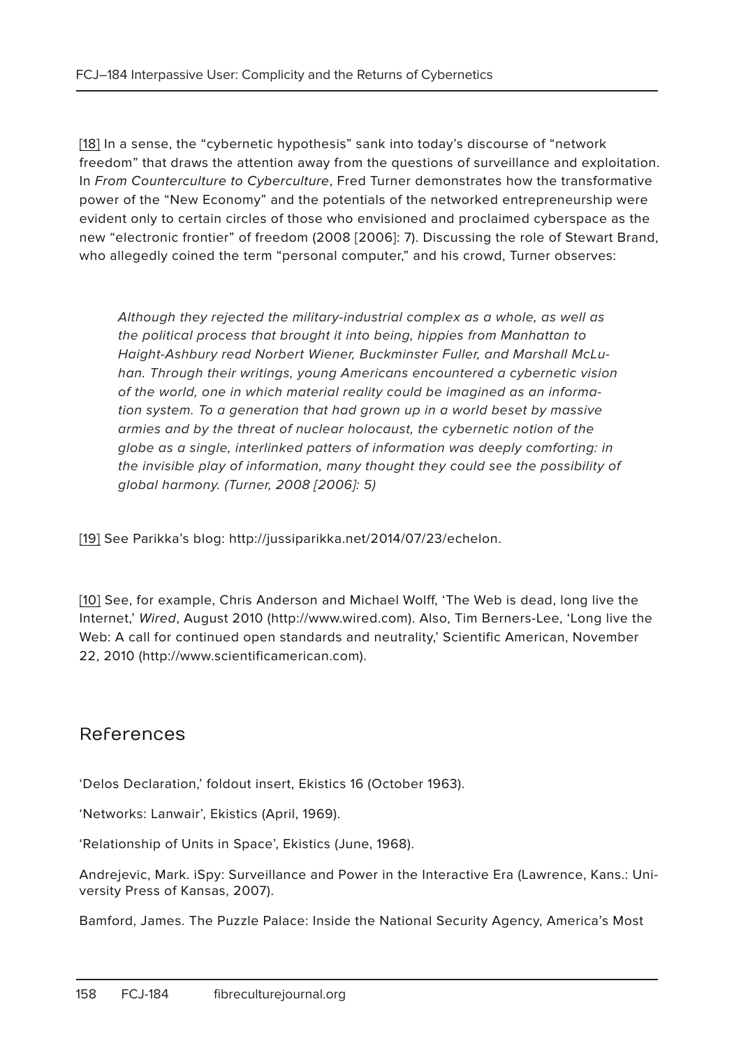[18] In a sense, the "cybernetic hypothesis" sank into today's discourse of "network freedom" that draws the attention away from the questions of surveillance and exploitation. In *From Counterculture to Cyberculture*, Fred Turner demonstrates how the transformative power of the "New Economy" and the potentials of the networked entrepreneurship were evident only to certain circles of those who envisioned and proclaimed cyberspace as the new "electronic frontier" of freedom (2008 [2006]: 7). Discussing the role of Stewart Brand, who allegedly coined the term "personal computer," and his crowd, Turner observes:

> *Although they rejected the military-industrial complex as a whole, as well as the political process that brought it into being, hippies from Manhattan to Haight-Ashbury read Norbert Wiener, Buckminster Fuller, and Marshall McLuhan. Through their writings, young Americans encountered a cybernetic vision of the world, one in which material reality could be imagined as an information system. To a generation that had grown up in a world beset by massive armies and by the threat of nuclear holocaust, the cybernetic notion of the globe as a single, interlinked patters of information was deeply comforting: in the invisible play of information, many thought they could see the possibility of global harmony. (Turner, 2008 [2006]: 5)*

[19] See Parikka's blog: http://jussiparikka.net/2014/07/23/echelon.

[10] See, for example, Chris Anderson and Michael Wolff, 'The Web is dead, long live the Internet,' *Wired*, August 2010 (http://www.wired.com). Also, Tim Berners-Lee, 'Long live the Web: A call for continued open standards and neutrality,' Scientific American, November 22, 2010 (http://www.scientificamerican.com).

## References

'Delos Declaration,' foldout insert, Ekistics 16 (October 1963).

'Networks: Lanwair', Ekistics (April, 1969).

'Relationship of Units in Space', Ekistics (June, 1968).

Andrejevic, Mark. iSpy: Surveillance and Power in the Interactive Era (Lawrence, Kans.: University Press of Kansas, 2007).

Bamford, James. The Puzzle Palace: Inside the National Security Agency, America's Most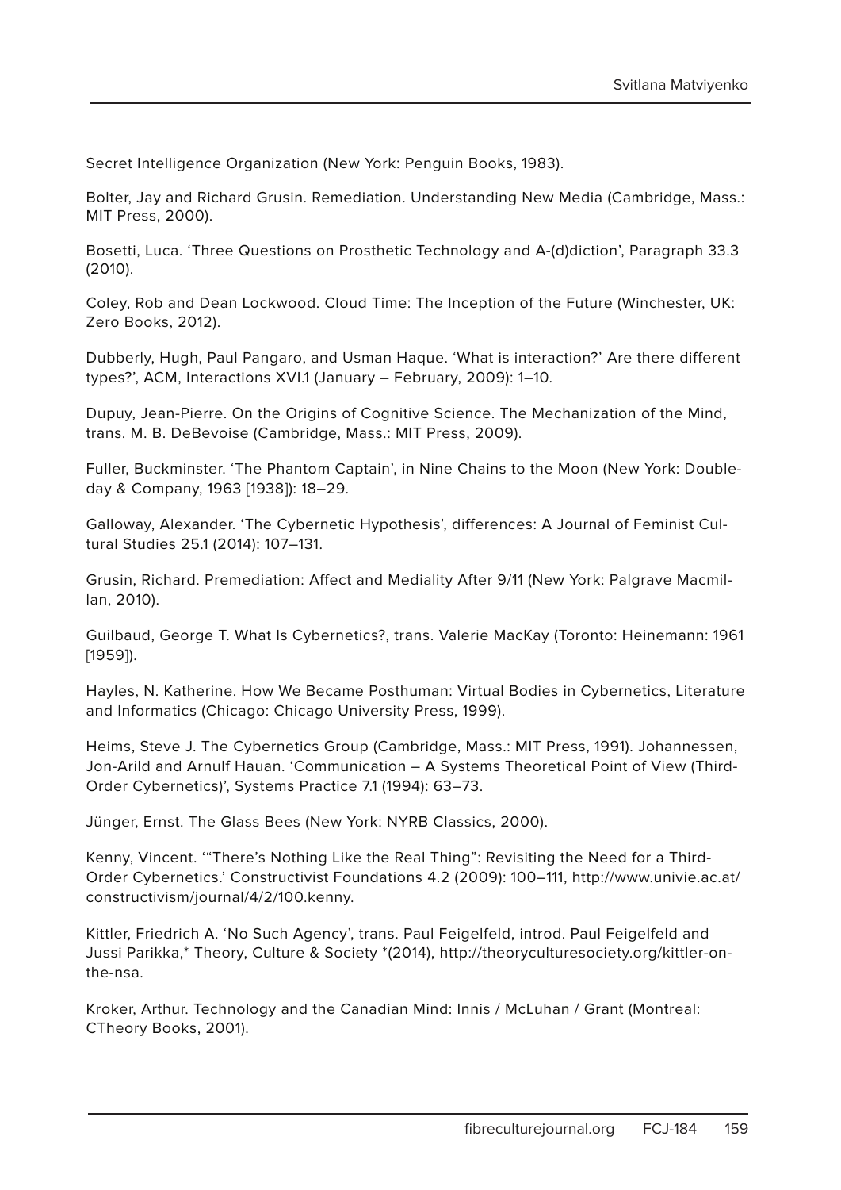Secret Intelligence Organization (New York: Penguin Books, 1983).

Bolter, Jay and Richard Grusin. Remediation. Understanding New Media (Cambridge, Mass.: MIT Press, 2000).

Bosetti, Luca. 'Three Questions on Prosthetic Technology and A-(d)diction', Paragraph 33.3 (2010).

Coley, Rob and Dean Lockwood. Cloud Time: The Inception of the Future (Winchester, UK: Zero Books, 2012).

Dubberly, Hugh, Paul Pangaro, and Usman Haque. 'What is interaction?' Are there different types?', ACM, Interactions XVI.1 (January – February, 2009): 1–10.

Dupuy, Jean-Pierre. On the Origins of Cognitive Science. The Mechanization of the Mind, trans. M. B. DeBevoise (Cambridge, Mass.: MIT Press, 2009).

Fuller, Buckminster. 'The Phantom Captain', in Nine Chains to the Moon (New York: Doubleday & Company, 1963 [1938]): 18–29.

Galloway, Alexander. 'The Cybernetic Hypothesis', differences: A Journal of Feminist Cultural Studies 25.1 (2014): 107–131.

Grusin, Richard. Premediation: Affect and Mediality After 9/11 (New York: Palgrave Macmillan, 2010).

Guilbaud, George T. What Is Cybernetics?, trans. Valerie MacKay (Toronto: Heinemann: 1961 [1959]).

Hayles, N. Katherine. How We Became Posthuman: Virtual Bodies in Cybernetics, Literature and Informatics (Chicago: Chicago University Press, 1999).

Heims, Steve J. The Cybernetics Group (Cambridge, Mass.: MIT Press, 1991). Johannessen, Jon-Arild and Arnulf Hauan. 'Communication – A Systems Theoretical Point of View (Third-Order Cybernetics)', Systems Practice 7.1 (1994): 63–73.

Jünger, Ernst. The Glass Bees (New York: NYRB Classics, 2000).

Kenny, Vincent. '"There's Nothing Like the Real Thing": Revisiting the Need for a Third-Order Cybernetics.' Constructivist Foundations 4.2 (2009): 100–111, http://www.univie.ac.at/constructivism/journal/4/2/100.kenny.

Kittler, Friedrich A. 'No Such Agency', trans. Paul Feigelfeld, introd. Paul Feigelfeld and Jussi Parikka,* Theory, Culture & Society *(2014), http://theoryculturesociety.org/kittler-on-the-nsa.

Kroker, Arthur. Technology and the Canadian Mind: Innis / McLuhan / Grant (Montreal: CTheory Books, 2001).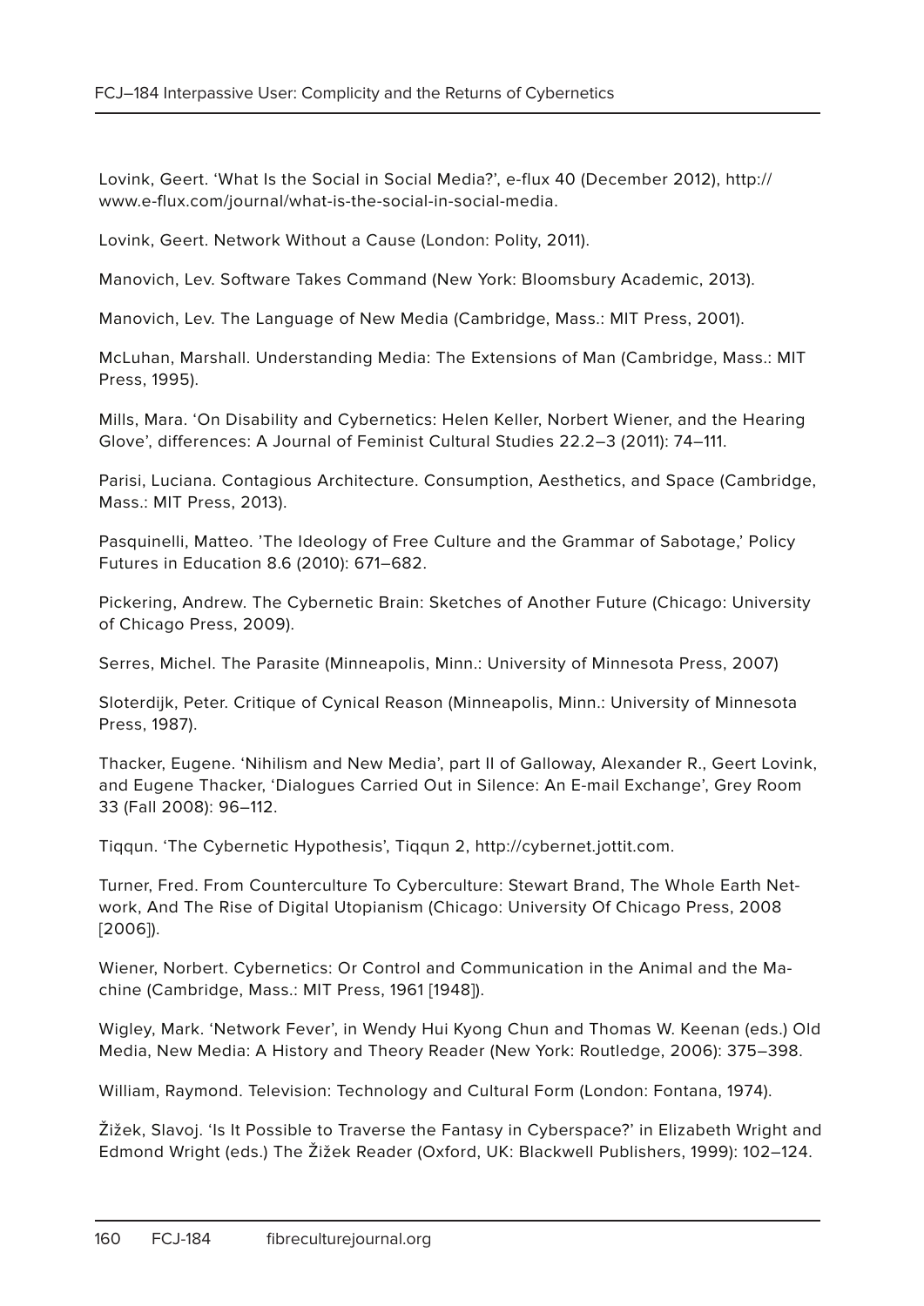Lovink, Geert. 'What Is the Social in Social Media?', e-flux 40 (December 2012), http://www.e-flux.com/journal/what-is-the-social-in-social-media.

Lovink, Geert. Network Without a Cause (London: Polity, 2011).

Manovich, Lev. Software Takes Command (New York: Bloomsbury Academic, 2013).

Manovich, Lev. The Language of New Media (Cambridge, Mass.: MIT Press, 2001).

McLuhan, Marshall. Understanding Media: The Extensions of Man (Cambridge, Mass.: MIT Press, 1995).

Mills, Mara. 'On Disability and Cybernetics: Helen Keller, Norbert Wiener, and the Hearing Glove', differences: A Journal of Feminist Cultural Studies 22.2–3 (2011): 74–111.

Parisi, Luciana. Contagious Architecture. Consumption, Aesthetics, and Space (Cambridge, Mass.: MIT Press, 2013).

Pasquinelli, Matteo. 'The Ideology of Free Culture and the Grammar of Sabotage,' Policy Futures in Education 8.6 (2010): 671–682.

Pickering, Andrew. The Cybernetic Brain: Sketches of Another Future (Chicago: University of Chicago Press, 2009).

Serres, Michel. The Parasite (Minneapolis, Minn.: University of Minnesota Press, 2007)

Sloterdijk, Peter. Critique of Cynical Reason (Minneapolis, Minn.: University of Minnesota Press, 1987).

Thacker, Eugene. 'Nihilism and New Media', part II of Galloway, Alexander R., Geert Lovink, and Eugene Thacker, 'Dialogues Carried Out in Silence: An E-mail Exchange', Grey Room 33 (Fall 2008): 96–112.

Tiqqun. 'The Cybernetic Hypothesis', Tiqqun 2, http://cybernet.jottit.com.

Turner, Fred. From Counterculture To Cyberculture: Stewart Brand, The Whole Earth Network, And The Rise of Digital Utopianism (Chicago: University Of Chicago Press, 2008 [2006]).

Wiener, Norbert. Cybernetics: Or Control and Communication in the Animal and the Machine (Cambridge, Mass.: MIT Press, 1961 [1948]).

Wigley, Mark. 'Network Fever', in Wendy Hui Kyong Chun and Thomas W. Keenan (eds.) Old Media, New Media: A History and Theory Reader (New York: Routledge, 2006): 375–398.

William, Raymond. Television: Technology and Cultural Form (London: Fontana, 1974).

Žižek, Slavoj. 'Is It Possible to Traverse the Fantasy in Cyberspace?' in Elizabeth Wright and Edmond Wright (eds.) The Žižek Reader (Oxford, UK: Blackwell Publishers, 1999): 102–124.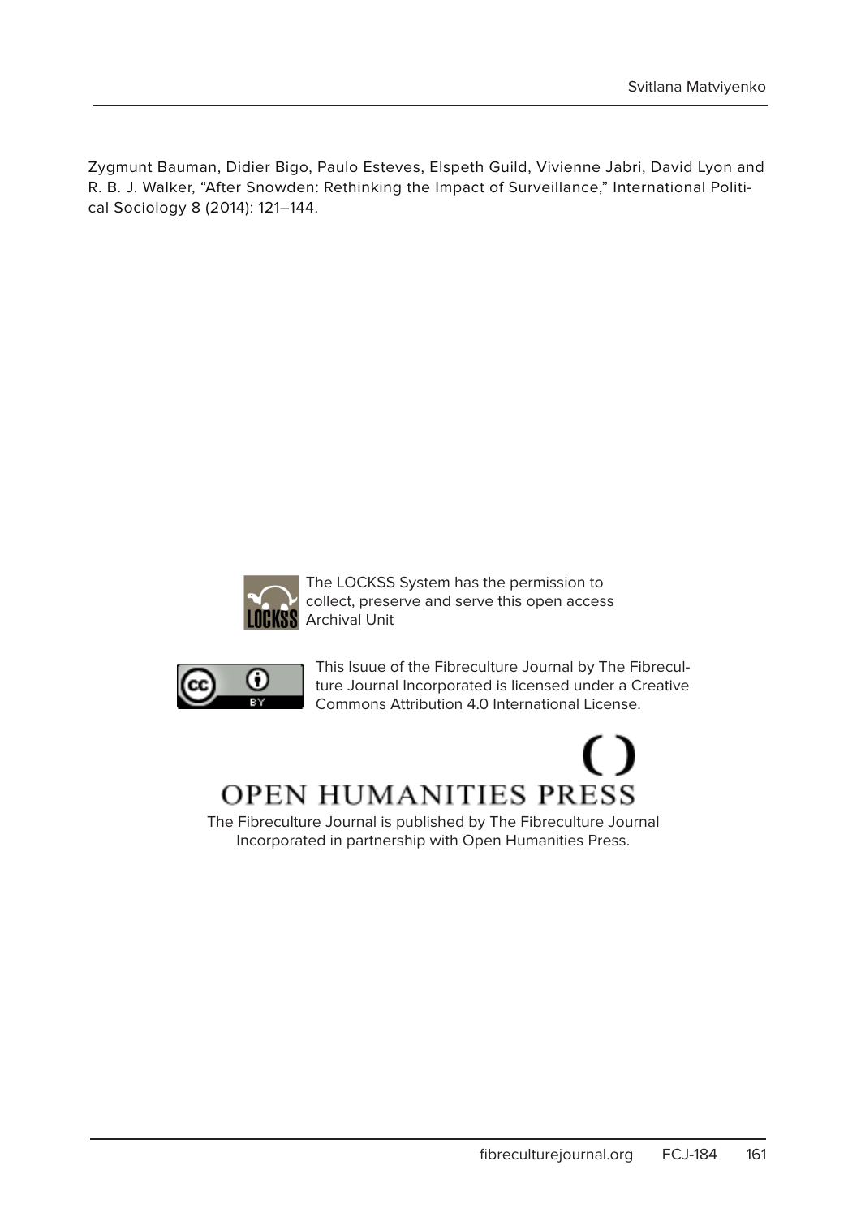Zygmunt Bauman, Didier Bigo, Paulo Esteves, Elspeth Guild, Vivienne Jabri, David Lyon and R. B. J. Walker, “After Snowden: Rethinking the Impact of Surveillance,” International Political Sociology 8 (2014): 121–144.

The LOCKSS System has the permission to collect, preserve and serve this open access Archival Unit

This Isuue of the Fibreculture Journal by The Fibreculture Journal Incorporated is licensed under a Creative Commons Attribution 4.0 International License.

OPEN HUMANITIES PRESS

The Fibreculture Journal is published by The Fibreculture Journal Incorporated in partnership with Open Humanities Press.